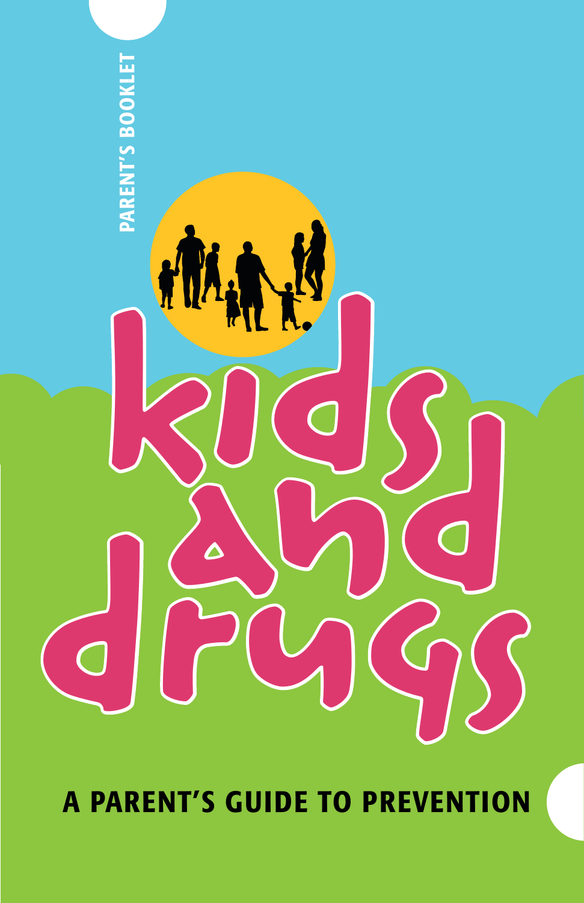PARENT'S BOOKLET

# kids and drugs

## A PARENT'S GUIDE TO PREVENTION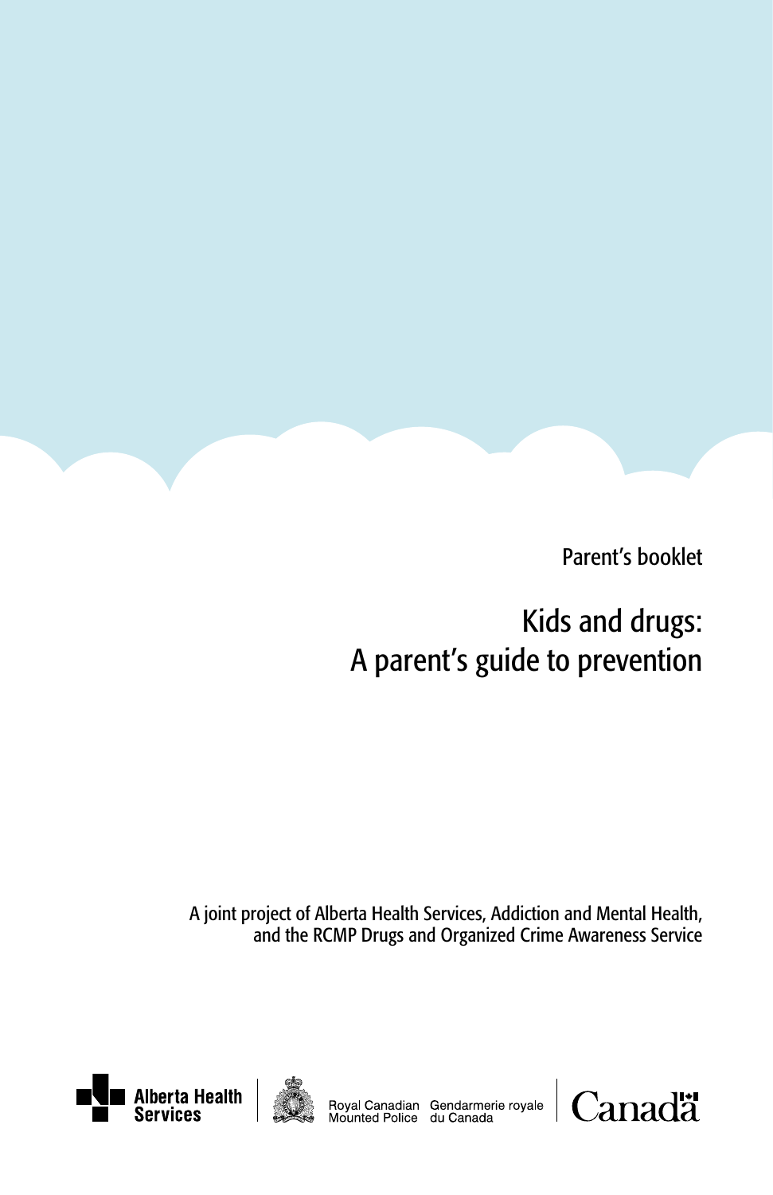Parent's booklet

# Kids and drugs: A parent's guide to prevention

A joint project of Alberta Health Services, Addiction and Mental Health, and the RCMP Drugs and Organized Crime Awareness Service

Alberta Health Services

Royal Canadian Mounted Police Gendarmerie royale du Canada

Canada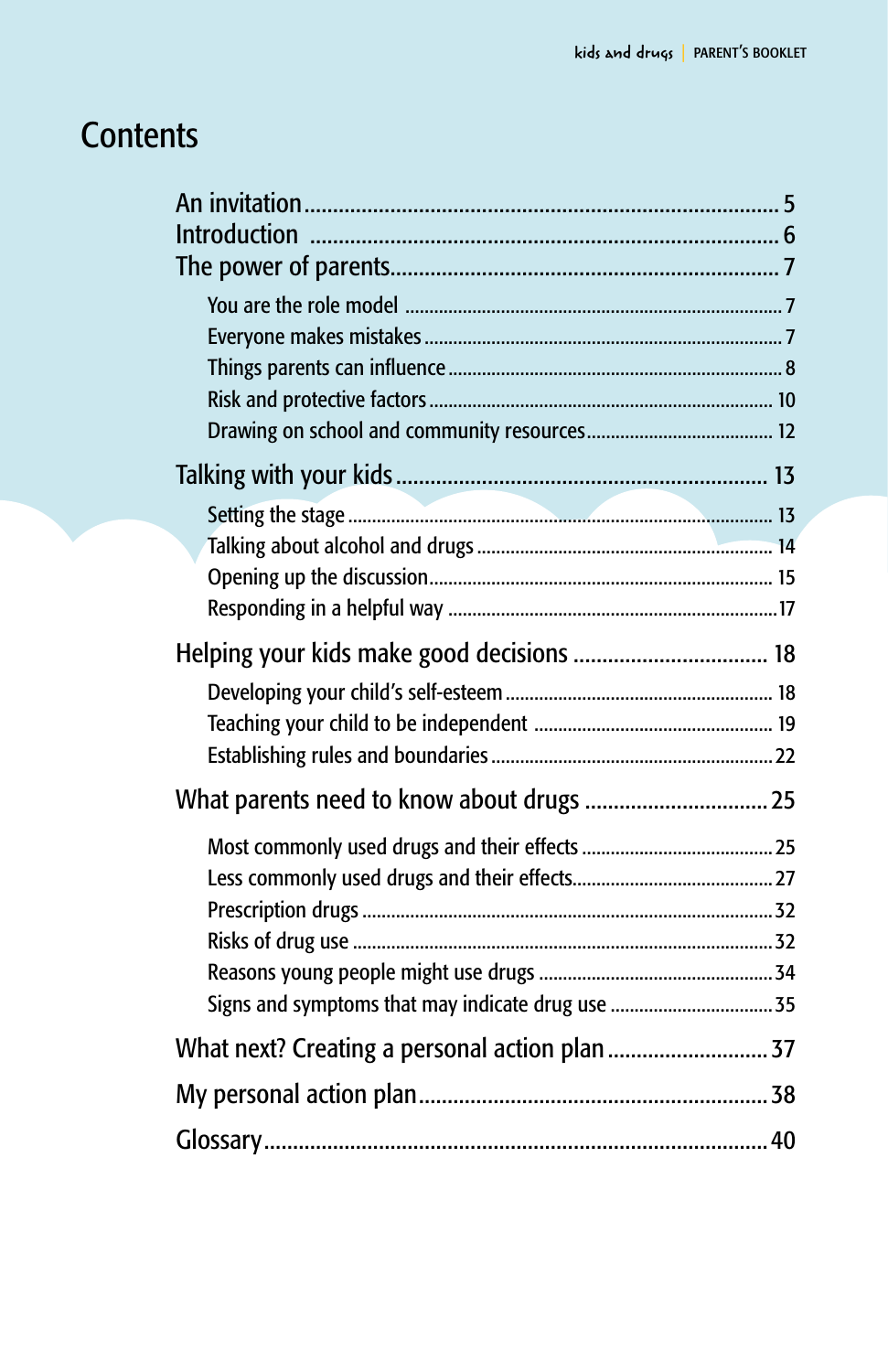# Contents

An invitation ........................................................ 5

Introduction ........................................................ 6

The power of parents ........................................................ 7

- You are the role model ........................................................ 7
- Everyone makes mistakes ........................................................ 7
- Things parents can influence ........................................................ 8
- Risk and protective factors ........................................................ 10
- Drawing on school and community resources ........................................................ 12

Talking with your kids ........................................................ 13

- Setting the stage ........................................................ 13
- Talking about alcohol and drugs ........................................................ 14
- Opening up the discussion ........................................................ 15
- Responding in a helpful way ........................................................ 17

Helping your kids make good decisions ........................................................ 18

- Developing your child's self-esteem ........................................................ 18
- Teaching your child to be independent ........................................................ 19
- Establishing rules and boundaries ........................................................ 22

What parents need to know about drugs ........................................................ 25

- Most commonly used drugs and their effects ........................................................ 25
- Less commonly used drugs and their effects ........................................................ 27
- Prescription drugs ........................................................ 32
- Risks of drug use ........................................................ 32
- Reasons young people might use drugs ........................................................ 34
- Signs and symptoms that may indicate drug use ........................................................ 35

What next? Creating a personal action plan ........................................................ 37

My personal action plan ........................................................ 38

Glossary ........................................................ 40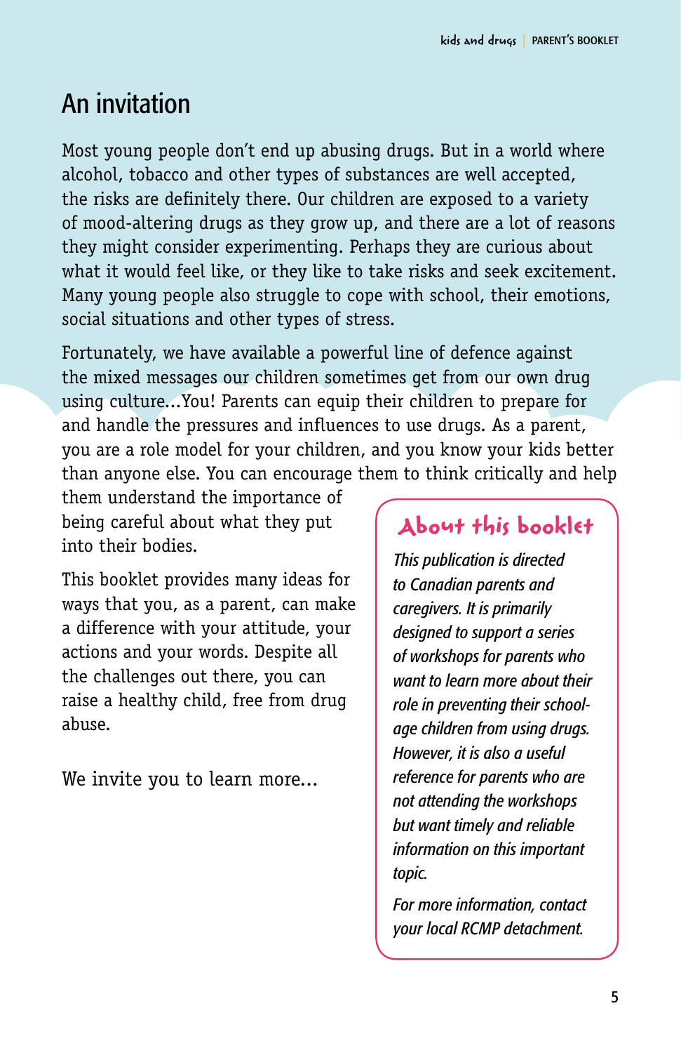# An invitation

Most young people don't end up abusing drugs. But in a world where alcohol, tobacco and other types of substances are well accepted, the risks are definitely there. Our children are exposed to a variety of mood-altering drugs as they grow up, and there are a lot of reasons they might consider experimenting. Perhaps they are curious about what it would feel like, or they like to take risks and seek excitement. Many young people also struggle to cope with school, their emotions, social situations and other types of stress.

Fortunately, we have available a powerful line of defence against the mixed messages our children sometimes get from our own drug using culture...You! Parents can equip their children to prepare for and handle the pressures and influences to use drugs. As a parent, you are a role model for your children, and you know your kids better than anyone else. You can encourage them to think critically and help them understand the importance of being careful about what they put into their bodies.

This booklet provides many ideas for ways that you, as a parent, can make a difference with your attitude, your actions and your words. Despite all the challenges out there, you can raise a healthy child, free from drug abuse.

We invite you to learn more...

## About this booklet

*This publication is directed to Canadian parents and caregivers. It is primarily designed to support a series of workshops for parents who want to learn more about their role in preventing their school-age children from using drugs. However, it is also a useful reference for parents who are not attending the workshops but want timely and reliable information on this important topic.*

*For more information, contact your local RCMP detachment.*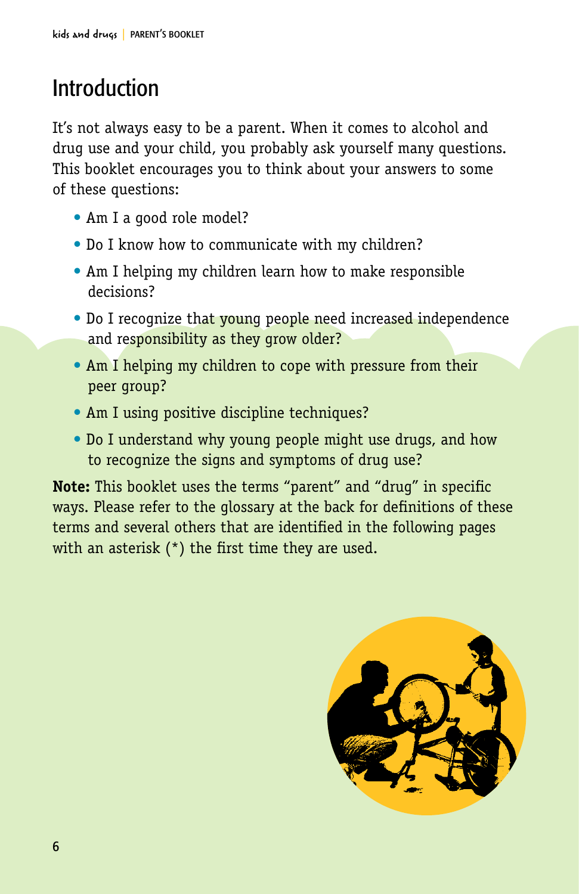# Introduction

It's not always easy to be a parent. When it comes to alcohol and drug use and your child, you probably ask yourself many questions. This booklet encourages you to think about your answers to some of these questions:

- Am I a good role model?
- Do I know how to communicate with my children?
- Am I helping my children learn how to make responsible decisions?
- Do I recognize that young people need increased independence and responsibility as they grow older?
- Am I helping my children to cope with pressure from their peer group?
- Am I using positive discipline techniques?
- Do I understand why young people might use drugs, and how to recognize the signs and symptoms of drug use?

**Note:** This booklet uses the terms "parent" and "drug" in specific ways. Please refer to the glossary at the back for definitions of these terms and several others that are identified in the following pages with an asterisk (*) the first time they are used.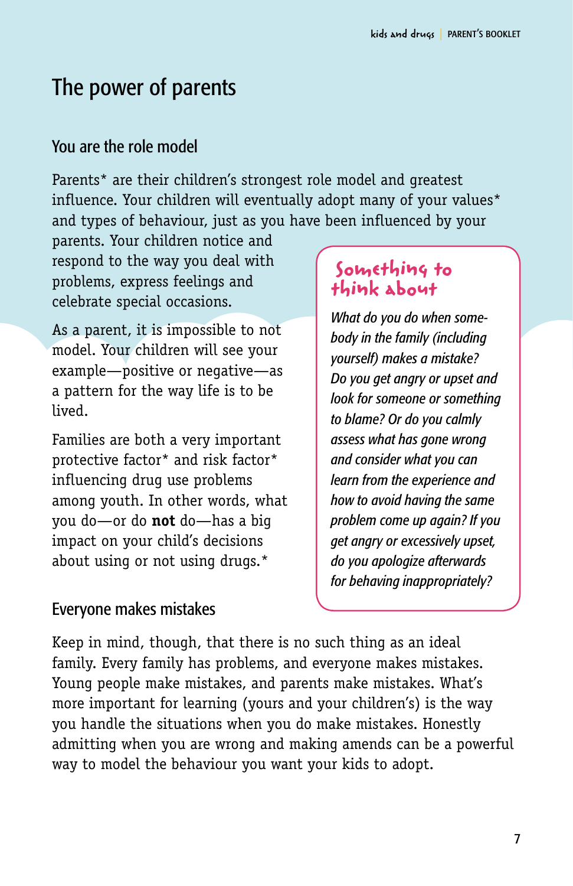# The power of parents

## You are the role model

Parents* are their children's strongest role model and greatest influence. Your children will eventually adopt many of your values* and types of behaviour, just as you have been influenced by your parents. Your children notice and respond to the way you deal with problems, express feelings and celebrate special occasions.

As a parent, it is impossible to not model. Your children will see your example—positive or negative—as a pattern for the way life is to be lived.

Families are both a very important protective factor* and risk factor* influencing drug use problems among youth. In other words, what you do—or do **not** do—has a big impact on your child's decisions about using or not using drugs.*

> **Something to think about**
>
> *What do you do when somebody in the family (including yourself) makes a mistake? Do you get angry or upset and look for someone or something to blame? Or do you calmly assess what has gone wrong and consider what you can learn from the experience and how to avoid having the same problem come up again? If you get angry or excessively upset, do you apologize afterwards for behaving inappropriately?*

## Everyone makes mistakes

Keep in mind, though, that there is no such thing as an ideal family. Every family has problems, and everyone makes mistakes. Young people make mistakes, and parents make mistakes. What's more important for learning (yours and your children's) is the way you handle the situations when you do make mistakes. Honestly admitting when you are wrong and making amends can be a powerful way to model the behaviour you want your kids to adopt.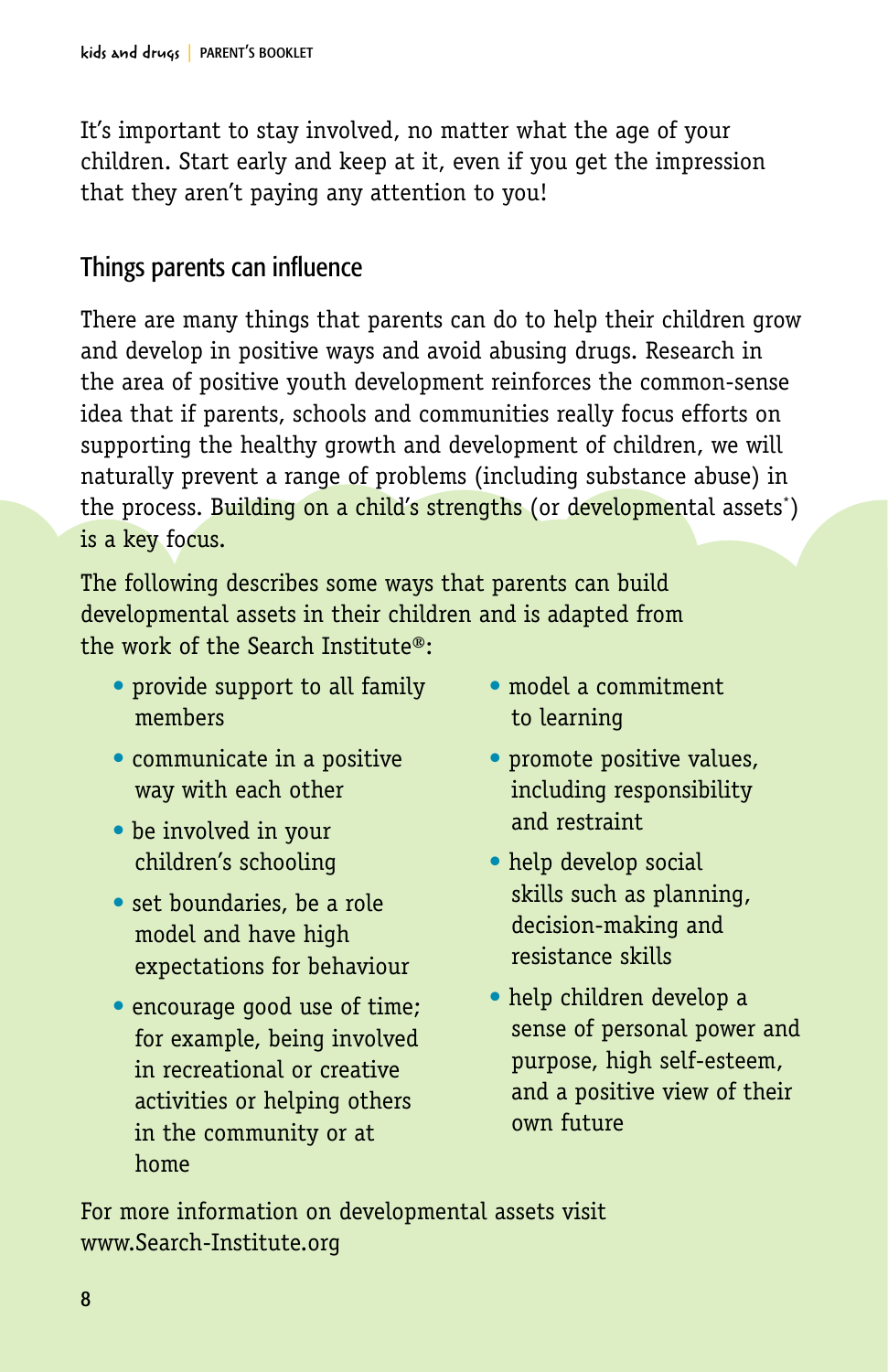It's important to stay involved, no matter what the age of your children. Start early and keep at it, even if you get the impression that they aren't paying any attention to you!

## Things parents can influence

There are many things that parents can do to help their children grow and develop in positive ways and avoid abusing drugs. Research in the area of positive youth development reinforces the common-sense idea that if parents, schools and communities really focus efforts on supporting the healthy growth and development of children, we will naturally prevent a range of problems (including substance abuse) in the process. Building on a child's strengths (or developmental assets*) is a key focus.

The following describes some ways that parents can build developmental assets in their children and is adapted from the work of the Search Institute®:

- provide support to all family members
- communicate in a positive way with each other
- be involved in your children's schooling
- set boundaries, be a role model and have high expectations for behaviour
- encourage good use of time; for example, being involved in recreational or creative activities or helping others in the community or at home
- model a commitment to learning
- promote positive values, including responsibility and restraint
- help develop social skills such as planning, decision-making and resistance skills
- help children develop a sense of personal power and purpose, high self-esteem, and a positive view of their own future

For more information on developmental assets visit www.Search-Institute.org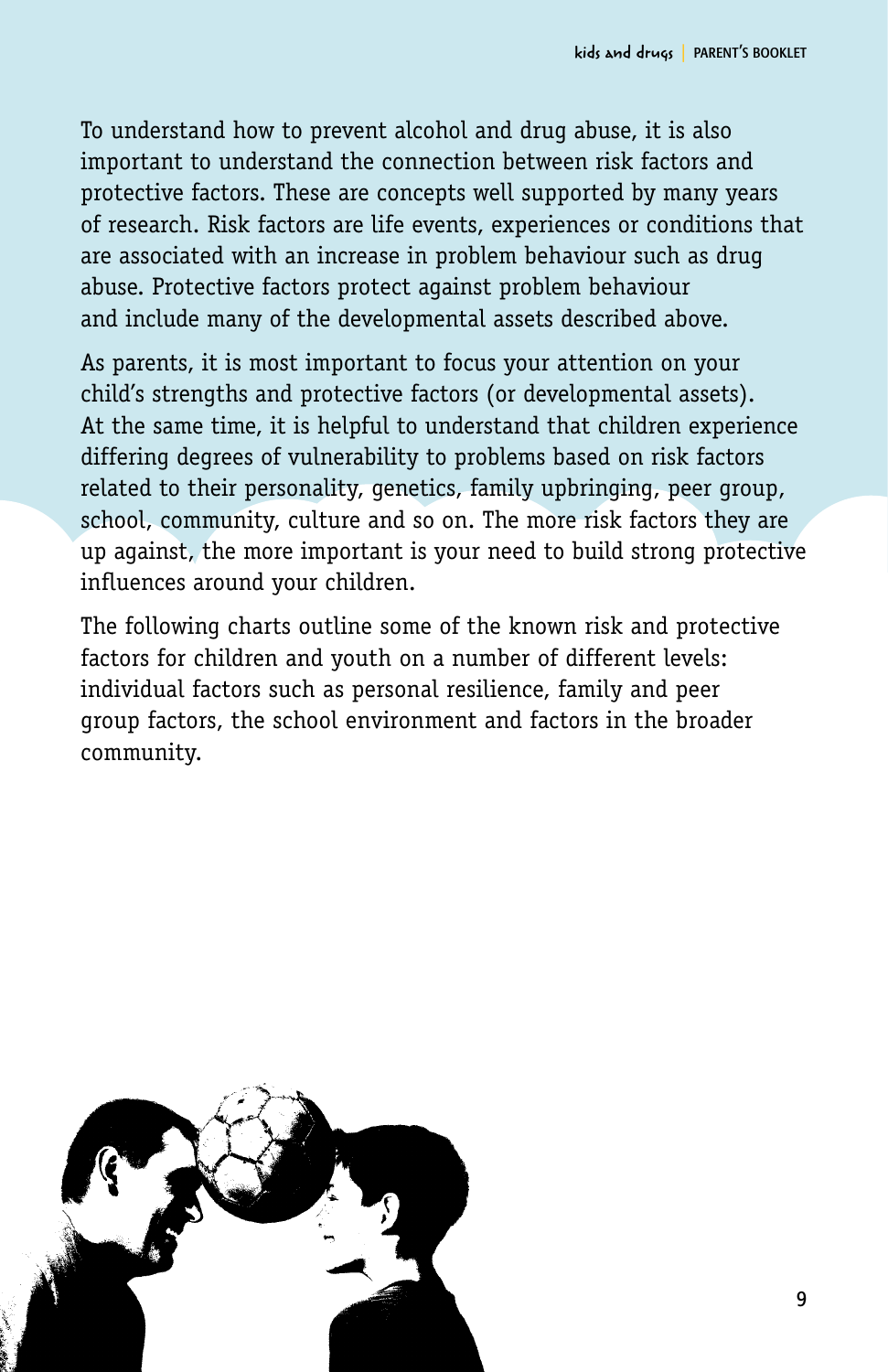To understand how to prevent alcohol and drug abuse, it is also important to understand the connection between risk factors and protective factors. These are concepts well supported by many years of research. Risk factors are life events, experiences or conditions that are associated with an increase in problem behaviour such as drug abuse. Protective factors protect against problem behaviour and include many of the developmental assets described above.

As parents, it is most important to focus your attention on your child's strengths and protective factors (or developmental assets). At the same time, it is helpful to understand that children experience differing degrees of vulnerability to problems based on risk factors related to their personality, genetics, family upbringing, peer group, school, community, culture and so on. The more risk factors they are up against, the more important is your need to build strong protective influences around your children.

The following charts outline some of the known risk and protective factors for children and youth on a number of different levels: individual factors such as personal resilience, family and peer group factors, the school environment and factors in the broader community.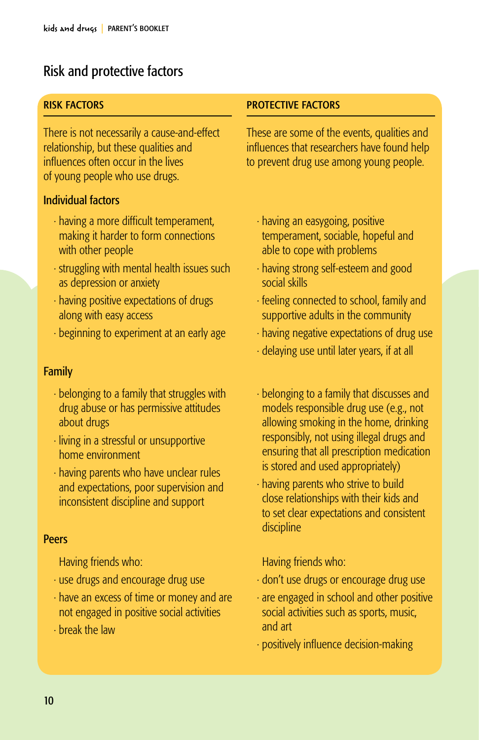## Risk and protective factors

| RISK FACTORS | PROTECTIVE FACTORS |
|---|---|
| There is not necessarily a cause-and-effect relationship, but these qualities and influences often occur in the lives of young people who use drugs. | These are some of the events, qualities and influences that researchers have found help to prevent drug use among young people. |
| **Individual factors** | |
| · having a more difficult temperament, making it harder to form connections with other people | · having an easygoing, positive temperament, sociable, hopeful and able to cope with problems |
| · struggling with mental health issues such as depression or anxiety | · having strong self-esteem and good social skills |
| · having positive expectations of drugs along with easy access | · feeling connected to school, family and supportive adults in the community |
| · beginning to experiment at an early age | · having negative expectations of drug use |
| | · delaying use until later years, if at all |
| **Family** | |
| · belonging to a family that struggles with drug abuse or has permissive attitudes about drugs | · belonging to a family that discusses and models responsible drug use (e.g., not allowing smoking in the home, drinking responsibly, not using illegal drugs and ensuring that all prescription medication is stored and used appropriately) |
| · living in a stressful or unsupportive home environment | · having parents who strive to build close relationships with their kids and to set clear expectations and consistent discipline |
| · having parents who have unclear rules and expectations, poor supervision and inconsistent discipline and support | |
| **Peers** | |
| Having friends who: | Having friends who: |
| · use drugs and encourage drug use | · don't use drugs or encourage drug use |
| · have an excess of time or money and are not engaged in positive social activities | · are engaged in school and other positive social activities such as sports, music, and art |
| · break the law | · positively influence decision-making |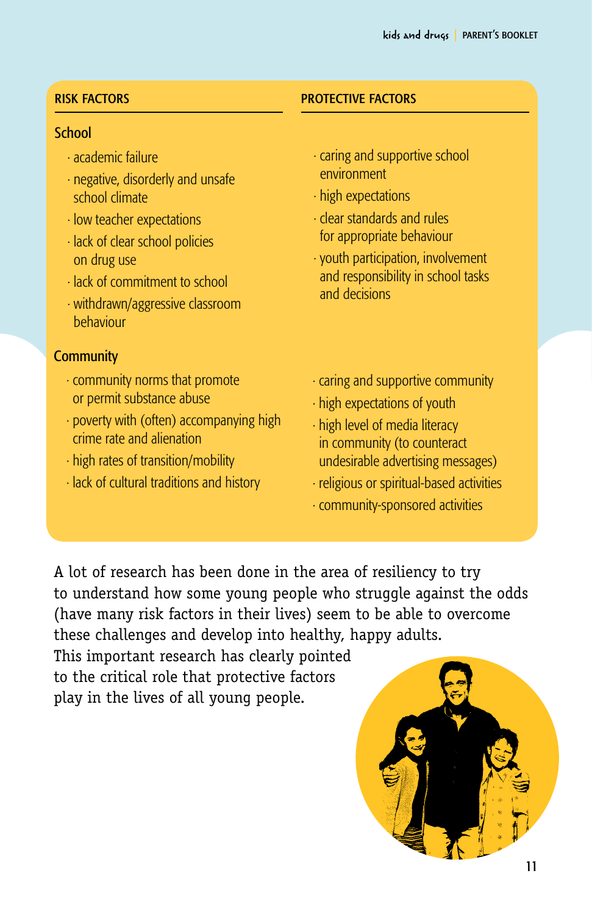| RISK FACTORS | PROTECTIVE FACTORS |
| --- | --- |
| **School** | |
| · academic failure<br>· negative, disorderly and unsafe school climate<br>· low teacher expectations<br>· lack of clear school policies on drug use<br>· lack of commitment to school<br>· withdrawn/aggressive classroom behaviour | · caring and supportive school environment<br>· high expectations<br>· clear standards and rules for appropriate behaviour<br>· youth participation, involvement and responsibility in school tasks and decisions |
| **Community** | |
| · community norms that promote or permit substance abuse<br>· poverty with (often) accompanying high crime rate and alienation<br>· high rates of transition/mobility<br>· lack of cultural traditions and history | · caring and supportive community<br>· high expectations of youth<br>· high level of media literacy in community (to counteract undesirable advertising messages)<br>· religious or spiritual-based activities<br>· community-sponsored activities |

A lot of research has been done in the area of resiliency to try to understand how some young people who struggle against the odds (have many risk factors in their lives) seem to be able to overcome these challenges and develop into healthy, happy adults. This important research has clearly pointed to the critical role that protective factors play in the lives of all young people.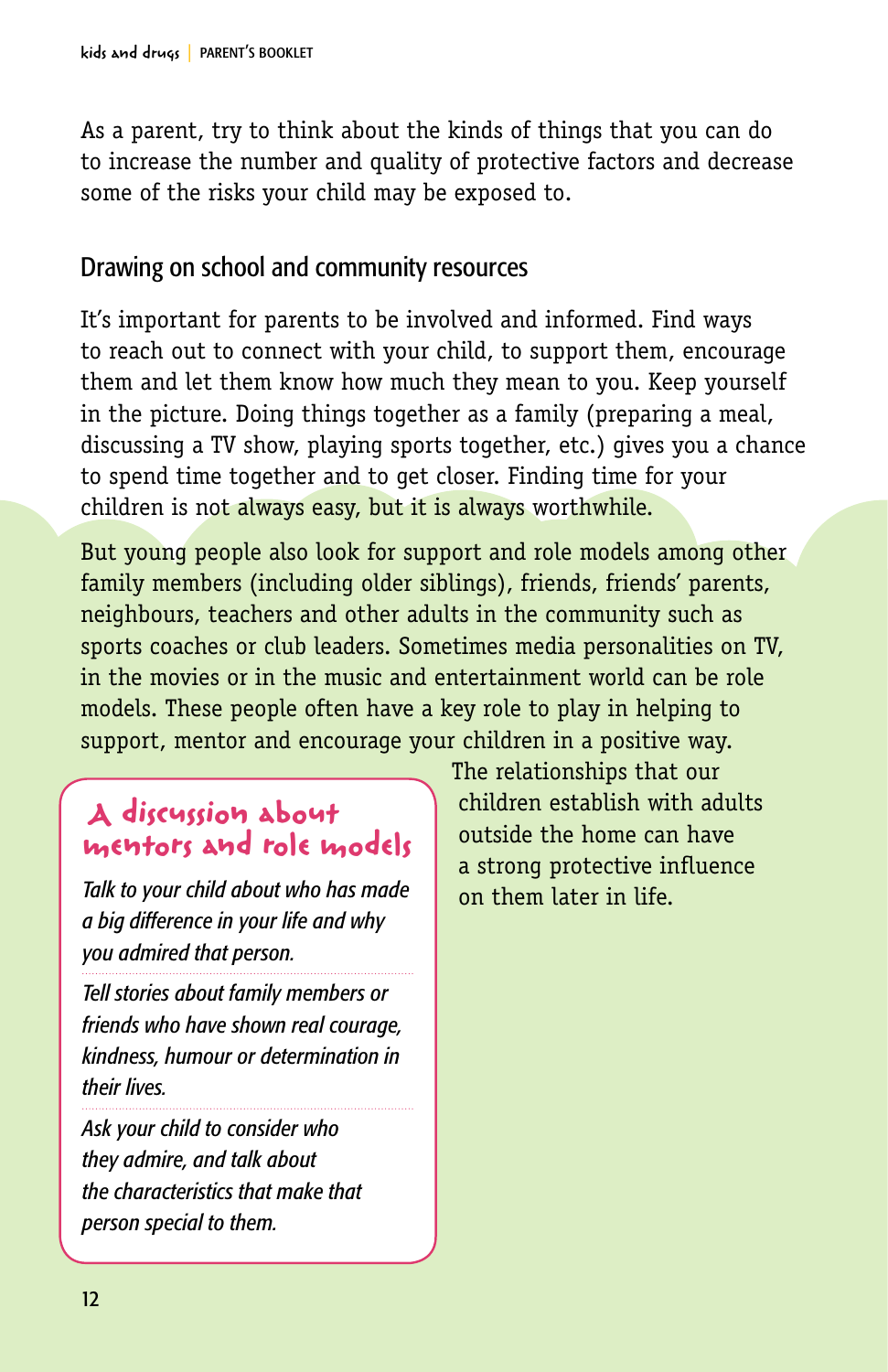As a parent, try to think about the kinds of things that you can do to increase the number and quality of protective factors and decrease some of the risks your child may be exposed to.

## Drawing on school and community resources

It's important for parents to be involved and informed. Find ways to reach out to connect with your child, to support them, encourage them and let them know how much they mean to you. Keep yourself in the picture. Doing things together as a family (preparing a meal, discussing a TV show, playing sports together, etc.) gives you a chance to spend time together and to get closer. Finding time for your children is not always easy, but it is always worthwhile.

But young people also look for support and role models among other family members (including older siblings), friends, friends' parents, neighbours, teachers and other adults in the community such as sports coaches or club leaders. Sometimes media personalities on TV, in the movies or in the music and entertainment world can be role models. These people often have a key role to play in helping to support, mentor and encourage your children in a positive way.

The relationships that our children establish with adults outside the home can have a strong protective influence on them later in life.

### A discussion about mentors and role models

*Talk to your child about who has made a big difference in your life and why you admired that person.*

*Tell stories about family members or friends who have shown real courage, kindness, humour or determination in their lives.*

*Ask your child to consider who they admire, and talk about the characteristics that make that person special to them.*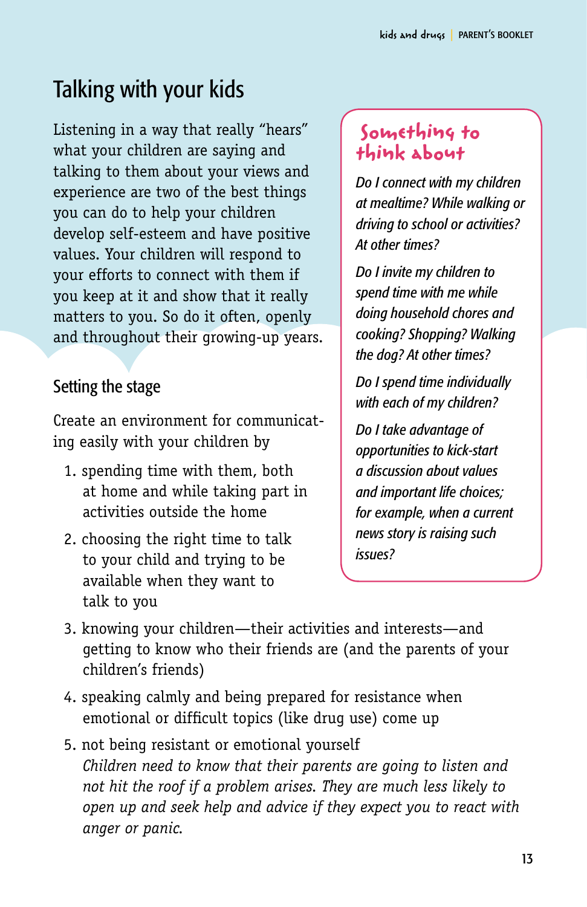# Talking with your kids

Listening in a way that really "hears" what your children are saying and talking to them about your views and experience are two of the best things you can do to help your children develop self-esteem and have positive values. Your children will respond to your efforts to connect with them if you keep at it and show that it really matters to you. So do it often, openly and throughout their growing-up years.

## Setting the stage

Create an environment for communicating easily with your children by

1. spending time with them, both at home and while taking part in activities outside the home
2. choosing the right time to talk to your child and trying to be available when they want to talk to you
3. knowing your children—their activities and interests—and getting to know who their friends are (and the parents of your children's friends)
4. speaking calmly and being prepared for resistance when emotional or difficult topics (like drug use) come up
5. not being resistant or emotional yourself
   *Children need to know that their parents are going to listen and not hit the roof if a problem arises. They are much less likely to open up and seek help and advice if they expect you to react with anger or panic.*

### Something to think about

*Do I connect with my children at mealtime? While walking or driving to school or activities? At other times?*

*Do I invite my children to spend time with me while doing household chores and cooking? Shopping? Walking the dog? At other times?*

*Do I spend time individually with each of my children?*

*Do I take advantage of opportunities to kick-start a discussion about values and important life choices; for example, when a current news story is raising such issues?*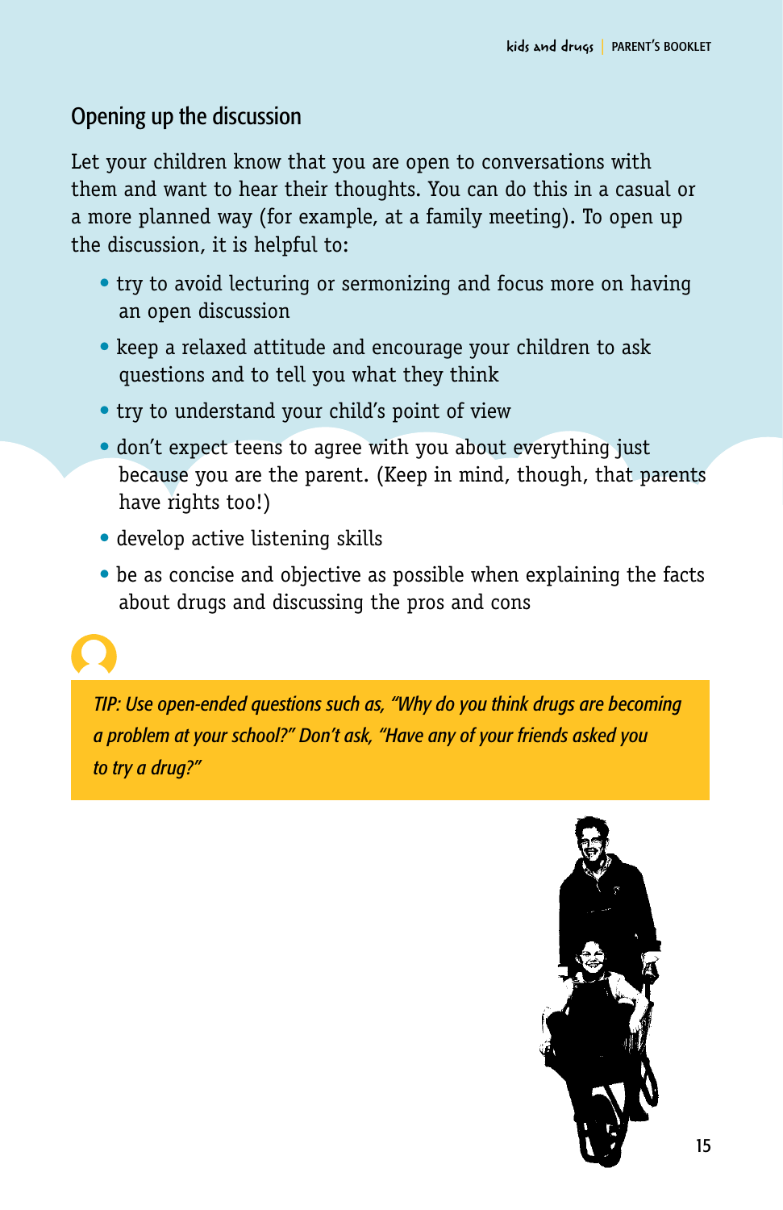## Opening up the discussion

Let your children know that you are open to conversations with them and want to hear their thoughts. You can do this in a casual or a more planned way (for example, at a family meeting). To open up the discussion, it is helpful to:

- try to avoid lecturing or sermonizing and focus more on having an open discussion
- keep a relaxed attitude and encourage your children to ask questions and to tell you what they think
- try to understand your child's point of view
- don't expect teens to agree with you about everything just because you are the parent. (Keep in mind, though, that parents have rights too!)
- develop active listening skills
- be as concise and objective as possible when explaining the facts about drugs and discussing the pros and cons

*TIP: Use open-ended questions such as, "Why do you think drugs are becoming a problem at your school?" Don't ask, "Have any of your friends asked you to try a drug?"*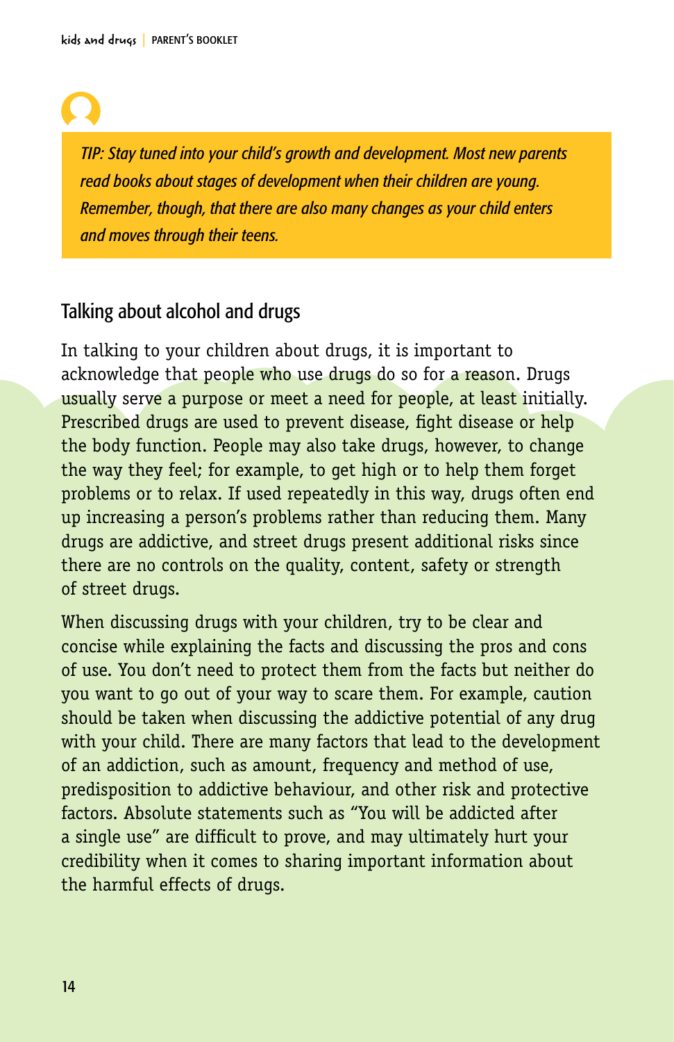*TIP: Stay tuned into your child's growth and development. Most new parents read books about stages of development when their children are young. Remember, though, that there are also many changes as your child enters and moves through their teens.*

## Talking about alcohol and drugs

In talking to your children about drugs, it is important to acknowledge that people who use drugs do so for a reason. Drugs usually serve a purpose or meet a need for people, at least initially. Prescribed drugs are used to prevent disease, fight disease or help the body function. People may also take drugs, however, to change the way they feel; for example, to get high or to help them forget problems or to relax. If used repeatedly in this way, drugs often end up increasing a person's problems rather than reducing them. Many drugs are addictive, and street drugs present additional risks since there are no controls on the quality, content, safety or strength of street drugs.

When discussing drugs with your children, try to be clear and concise while explaining the facts and discussing the pros and cons of use. You don't need to protect them from the facts but neither do you want to go out of your way to scare them. For example, caution should be taken when discussing the addictive potential of any drug with your child. There are many factors that lead to the development of an addiction, such as amount, frequency and method of use, predisposition to addictive behaviour, and other risk and protective factors. Absolute statements such as "You will be addicted after a single use" are difficult to prove, and may ultimately hurt your credibility when it comes to sharing important information about the harmful effects of drugs.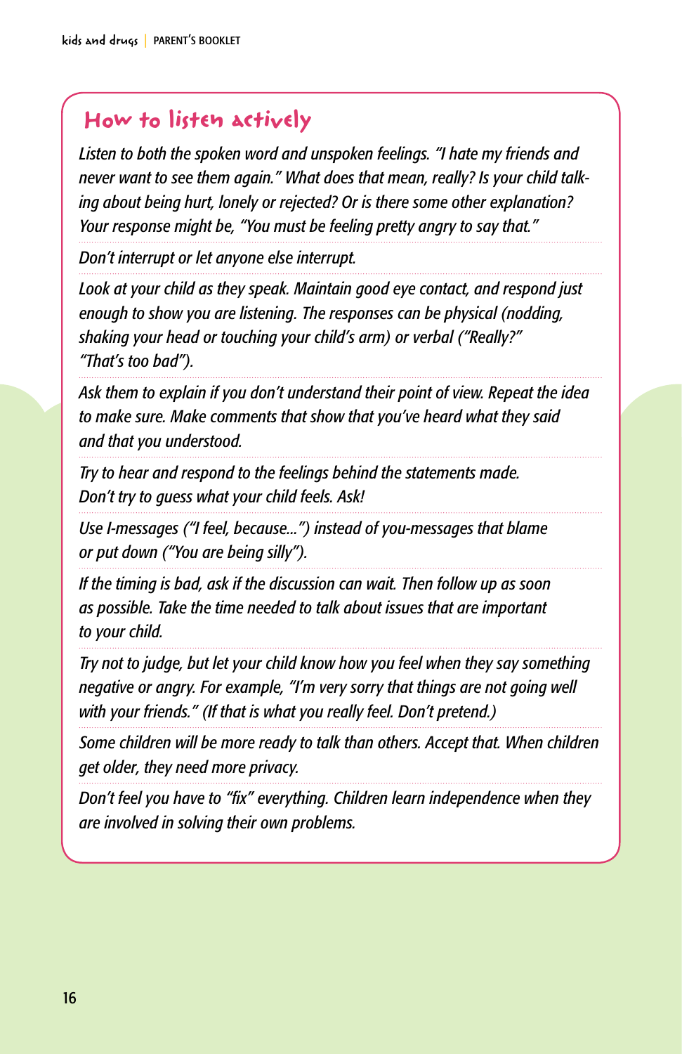## How to listen actively

*Listen to both the spoken word and unspoken feelings. "I hate my friends and never want to see them again." What does that mean, really? Is your child talking about being hurt, lonely or rejected? Or is there some other explanation? Your response might be, "You must be feeling pretty angry to say that."*

*Don't interrupt or let anyone else interrupt.*

*Look at your child as they speak. Maintain good eye contact, and respond just enough to show you are listening. The responses can be physical (nodding, shaking your head or touching your child's arm) or verbal ("Really?" "That's too bad").*

*Ask them to explain if you don't understand their point of view. Repeat the idea to make sure. Make comments that show that you've heard what they said and that you understood.*

*Try to hear and respond to the feelings behind the statements made. Don't try to guess what your child feels. Ask!*

*Use I-messages ("I feel, because...") instead of you-messages that blame or put down ("You are being silly").*

*If the timing is bad, ask if the discussion can wait. Then follow up as soon as possible. Take the time needed to talk about issues that are important to your child.*

*Try not to judge, but let your child know how you feel when they say something negative or angry. For example, "I'm very sorry that things are not going well with your friends." (If that is what you really feel. Don't pretend.)*

*Some children will be more ready to talk than others. Accept that. When children get older, they need more privacy.*

*Don't feel you have to "fix" everything. Children learn independence when they are involved in solving their own problems.*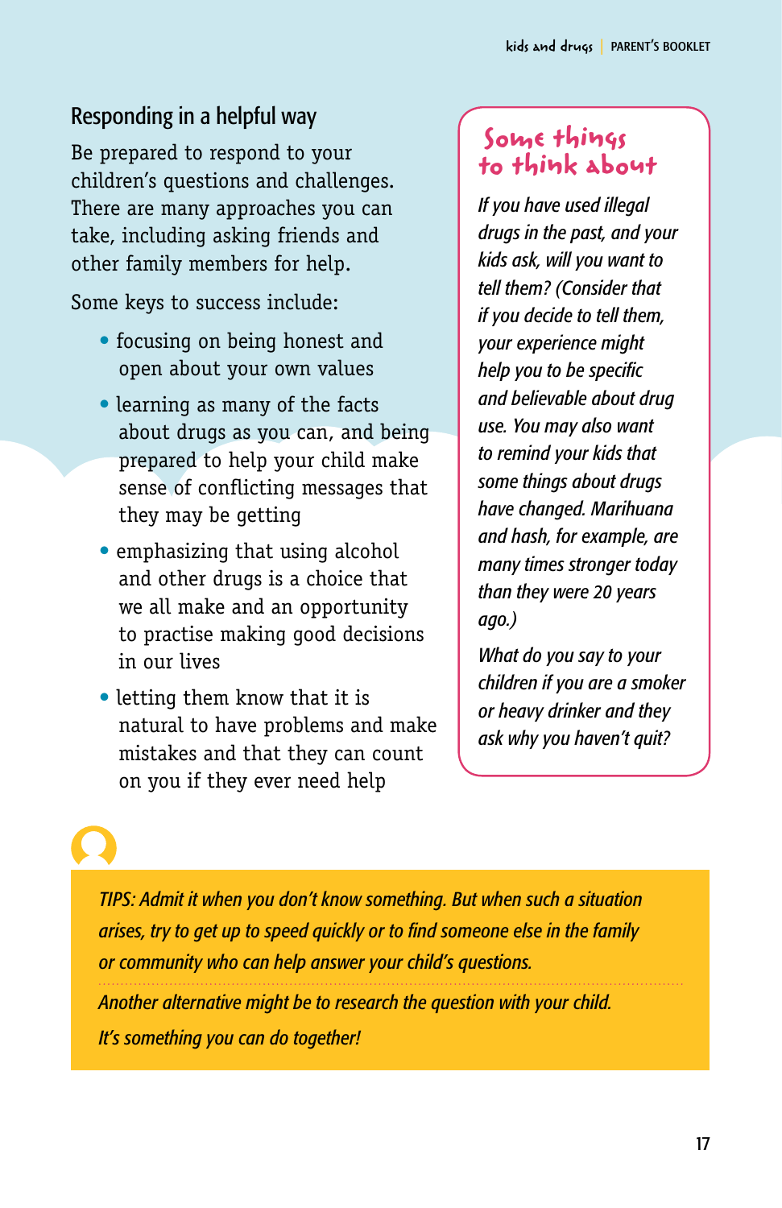## Responding in a helpful way

Be prepared to respond to your children's questions and challenges. There are many approaches you can take, including asking friends and other family members for help.

Some keys to success include:

- focusing on being honest and open about your own values
- learning as many of the facts about drugs as you can, and being prepared to help your child make sense of conflicting messages that they may be getting
- emphasizing that using alcohol and other drugs is a choice that we all make and an opportunity to practise making good decisions in our lives
- letting them know that it is natural to have problems and make mistakes and that they can count on you if they ever need help

### Some things to think about

*If you have used illegal drugs in the past, and your kids ask, will you want to tell them? (Consider that if you decide to tell them, your experience might help you to be specific and believable about drug use. You may also want to remind your kids that some things about drugs have changed. Marihuana and hash, for example, are many times stronger today than they were 20 years ago.)*

*What do you say to your children if you are a smoker or heavy drinker and they ask why you haven't quit?*

*TIPS: Admit it when you don't know something. But when such a situation arises, try to get up to speed quickly or to find someone else in the family or community who can help answer your child's questions.*

*Another alternative might be to research the question with your child. It's something you can do together!*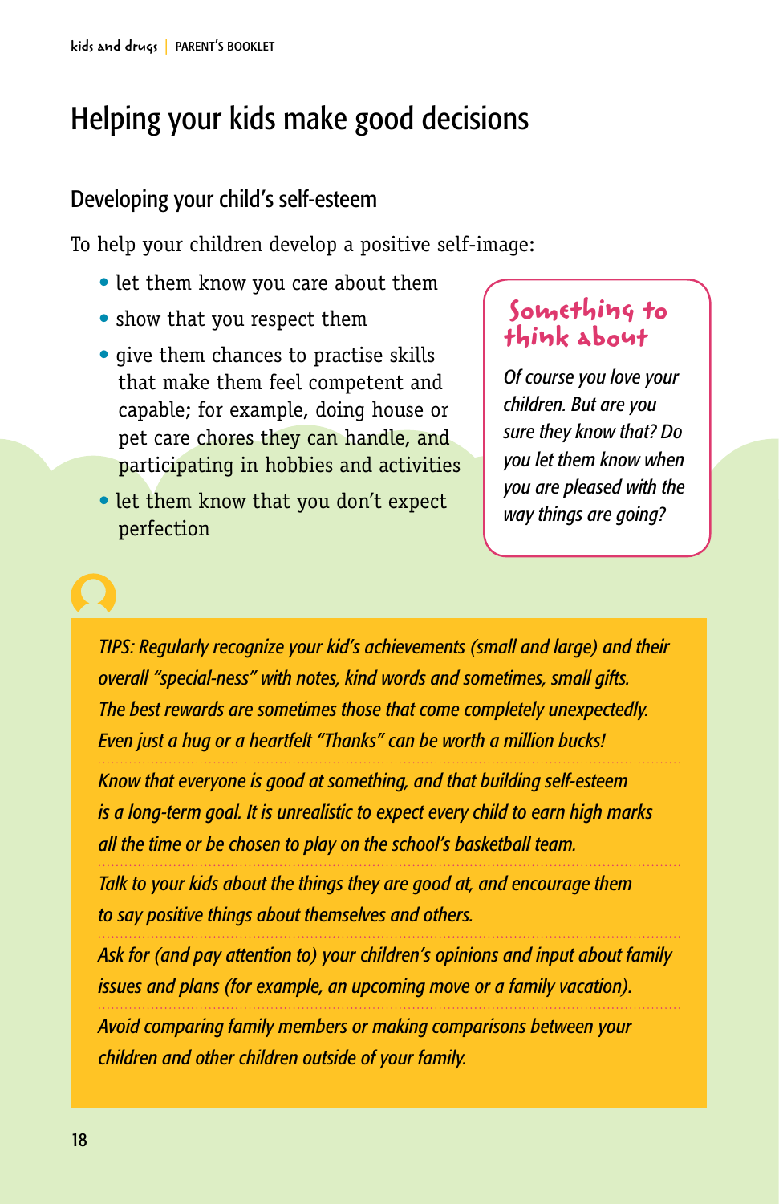# Helping your kids make good decisions

## Developing your child's self-esteem

To help your children develop a positive self-image:

- let them know you care about them
- show that you respect them
- give them chances to practise skills that make them feel competent and capable; for example, doing house or pet care chores they can handle, and participating in hobbies and activities
- let them know that you don't expect perfection

### Something to think about

*Of course you love your children. But are you sure they know that? Do you let them know when you are pleased with the way things are going?*

*TIPS: Regularly recognize your kid's achievements (small and large) and their overall "special-ness" with notes, kind words and sometimes, small gifts. The best rewards are sometimes those that come completely unexpectedly. Even just a hug or a heartfelt "Thanks" can be worth a million bucks!*

*Know that everyone is good at something, and that building self-esteem is a long-term goal. It is unrealistic to expect every child to earn high marks all the time or be chosen to play on the school's basketball team.*

*Talk to your kids about the things they are good at, and encourage them to say positive things about themselves and others.*

*Ask for (and pay attention to) your children's opinions and input about family issues and plans (for example, an upcoming move or a family vacation).*

*Avoid comparing family members or making comparisons between your children and other children outside of your family.*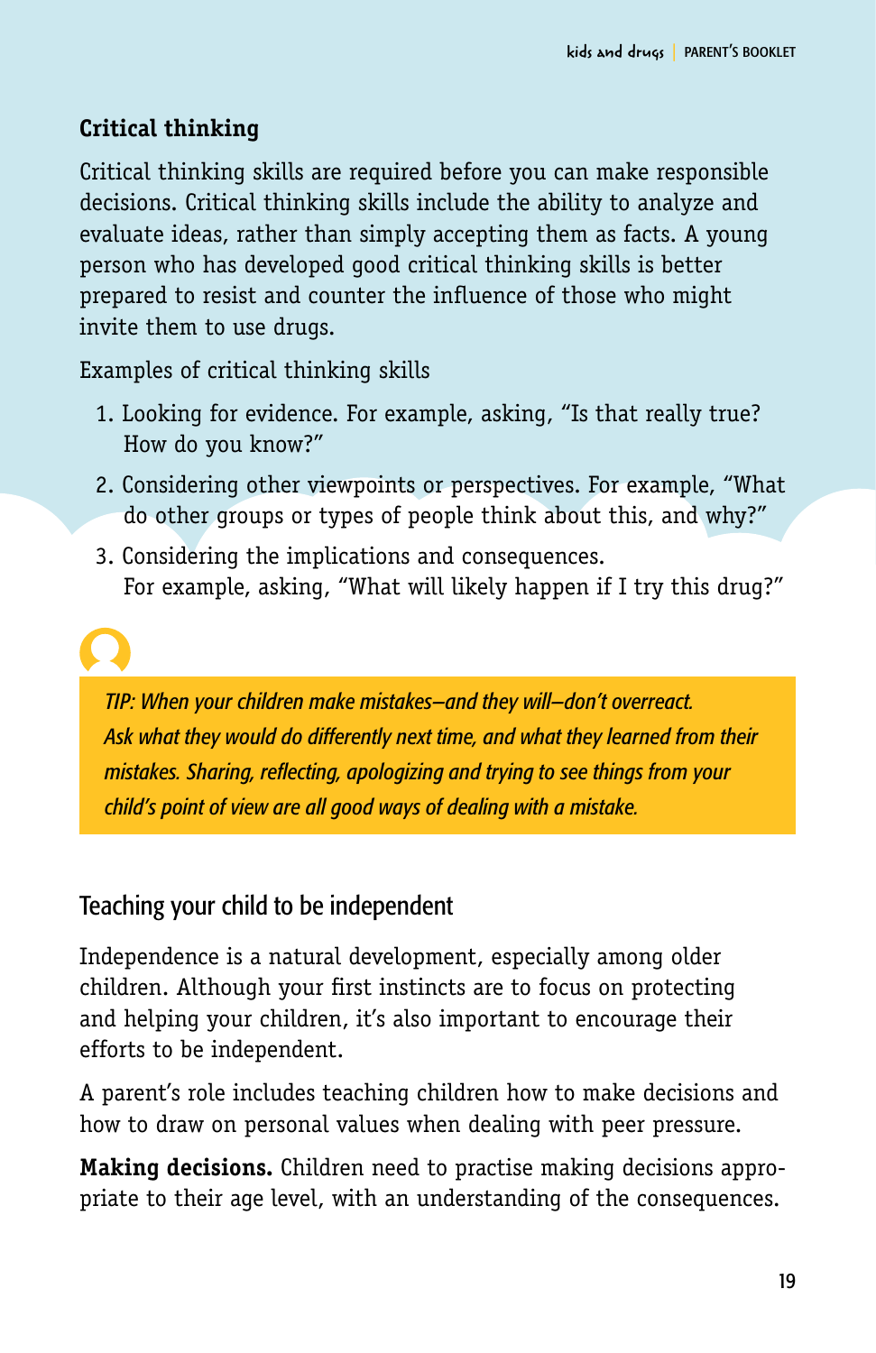## Critical thinking

Critical thinking skills are required before you can make responsible decisions. Critical thinking skills include the ability to analyze and evaluate ideas, rather than simply accepting them as facts. A young person who has developed good critical thinking skills is better prepared to resist and counter the influence of those who might invite them to use drugs.

Examples of critical thinking skills

1. Looking for evidence. For example, asking, “Is that really true? How do you know?”
2. Considering other viewpoints or perspectives. For example, “What do other groups or types of people think about this, and why?”
3. Considering the implications and consequences. For example, asking, “What will likely happen if I try this drug?”

*TIP: When your children make mistakes—and they will—don’t overreact. Ask what they would do differently next time, and what they learned from their mistakes. Sharing, reflecting, apologizing and trying to see things from your child’s point of view are all good ways of dealing with a mistake.*

## Teaching your child to be independent

Independence is a natural development, especially among older children. Although your first instincts are to focus on protecting and helping your children, it’s also important to encourage their efforts to be independent.

A parent’s role includes teaching children how to make decisions and how to draw on personal values when dealing with peer pressure.

**Making decisions.** Children need to practise making decisions appropriate to their age level, with an understanding of the consequences.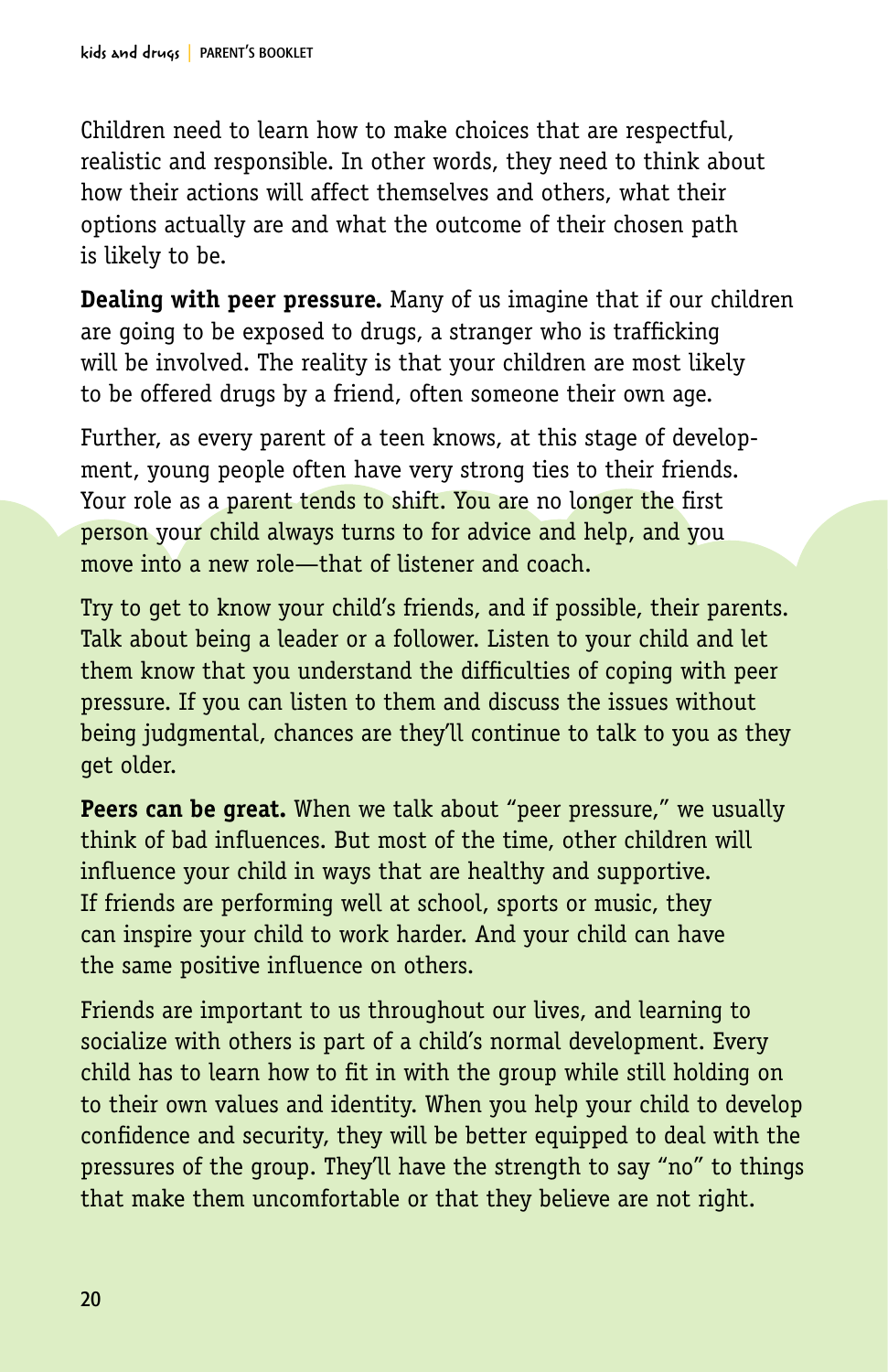Children need to learn how to make choices that are respectful, realistic and responsible. In other words, they need to think about how their actions will affect themselves and others, what their options actually are and what the outcome of their chosen path is likely to be.

**Dealing with peer pressure.** Many of us imagine that if our children are going to be exposed to drugs, a stranger who is trafficking will be involved. The reality is that your children are most likely to be offered drugs by a friend, often someone their own age.

Further, as every parent of a teen knows, at this stage of development, young people often have very strong ties to their friends. Your role as a parent tends to shift. You are no longer the first person your child always turns to for advice and help, and you move into a new role—that of listener and coach.

Try to get to know your child's friends, and if possible, their parents. Talk about being a leader or a follower. Listen to your child and let them know that you understand the difficulties of coping with peer pressure. If you can listen to them and discuss the issues without being judgmental, chances are they'll continue to talk to you as they get older.

**Peers can be great.** When we talk about "peer pressure," we usually think of bad influences. But most of the time, other children will influence your child in ways that are healthy and supportive. If friends are performing well at school, sports or music, they can inspire your child to work harder. And your child can have the same positive influence on others.

Friends are important to us throughout our lives, and learning to socialize with others is part of a child's normal development. Every child has to learn how to fit in with the group while still holding on to their own values and identity. When you help your child to develop confidence and security, they will be better equipped to deal with the pressures of the group. They'll have the strength to say "no" to things that make them uncomfortable or that they believe are not right.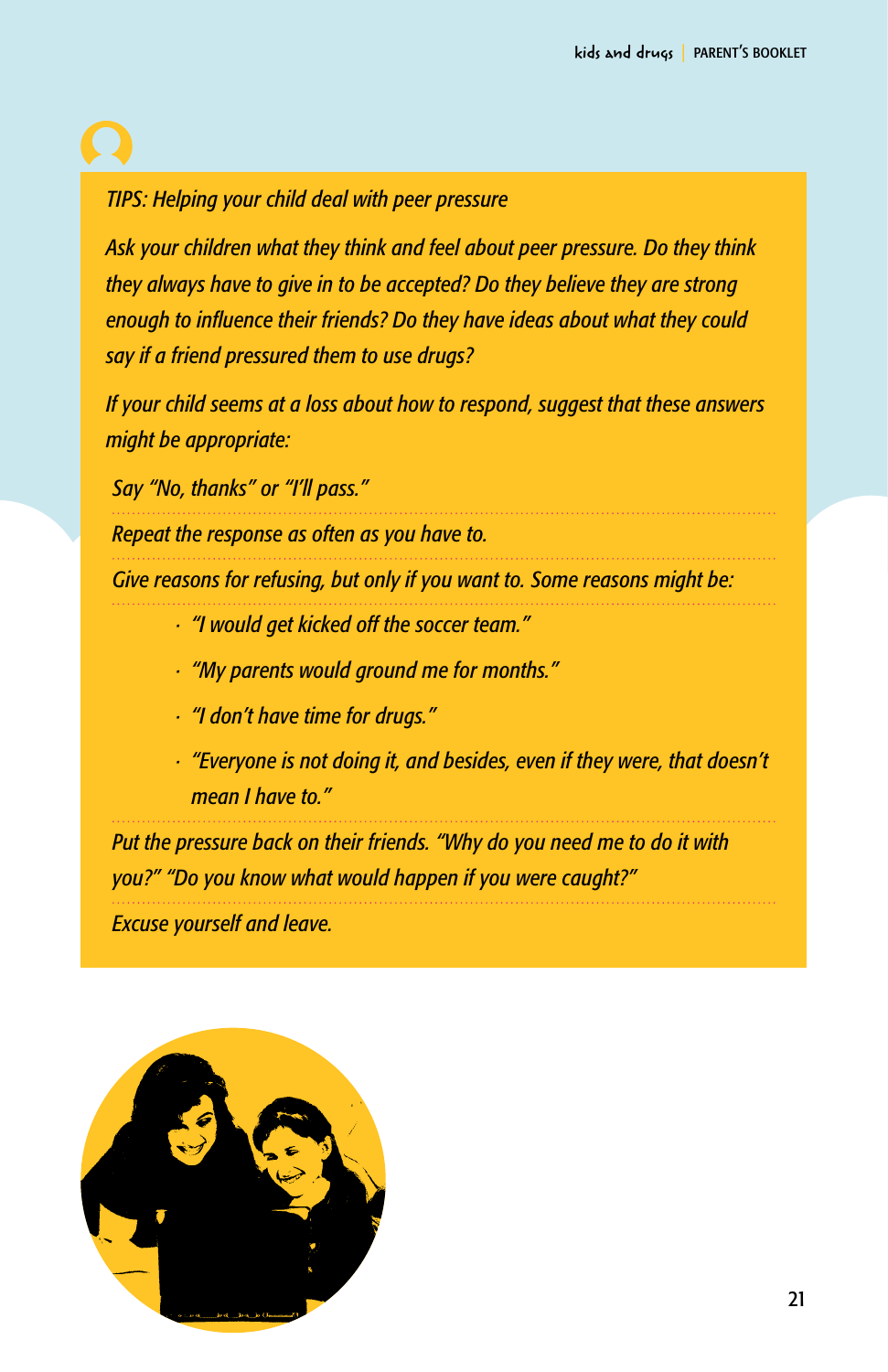*TIPS: Helping your child deal with peer pressure*

*Ask your children what they think and feel about peer pressure. Do they think they always have to give in to be accepted? Do they believe they are strong enough to influence their friends? Do they have ideas about what they could say if a friend pressured them to use drugs?*

*If your child seems at a loss about how to respond, suggest that these answers might be appropriate:*

*Say "No, thanks" or "I'll pass."*

*Repeat the response as often as you have to.*

*Give reasons for refusing, but only if you want to. Some reasons might be:*

- *"I would get kicked off the soccer team."*
- *"My parents would ground me for months."*
- *"I don't have time for drugs."*
- *"Everyone is not doing it, and besides, even if they were, that doesn't mean I have to."*

*Put the pressure back on their friends. "Why do you need me to do it with you?" "Do you know what would happen if you were caught?"*

*Excuse yourself and leave.*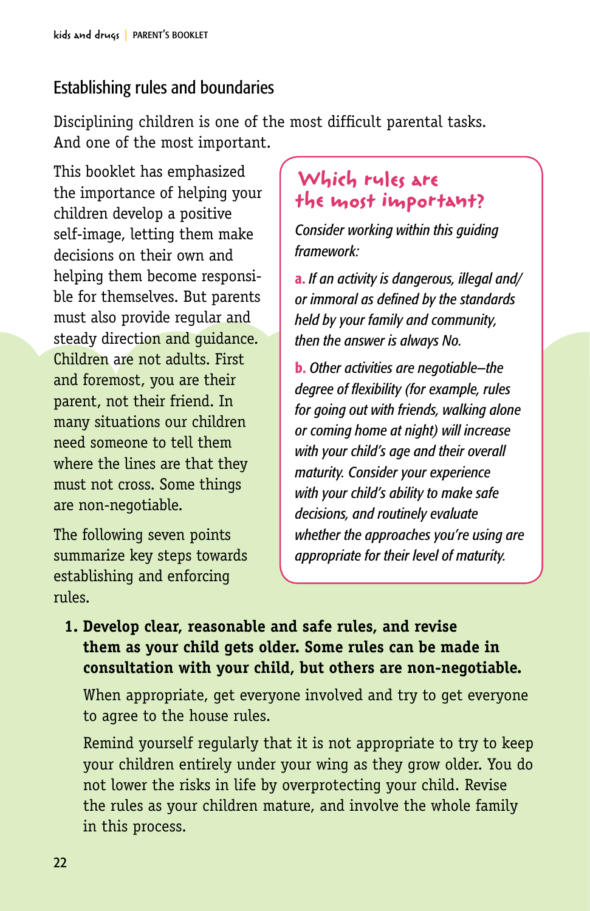## Establishing rules and boundaries

Disciplining children is one of the most difficult parental tasks. And one of the most important.

This booklet has emphasized the importance of helping your children develop a positive self-image, letting them make decisions on their own and helping them become responsible for themselves. But parents must also provide regular and steady direction and guidance. Children are not adults. First and foremost, you are their parent, not their friend. In many situations our children need someone to tell them where the lines are that they must not cross. Some things are non-negotiable.

The following seven points summarize key steps towards establishing and enforcing rules.

### Which rules are the most important?

*Consider working within this guiding framework:*

**a.** *If an activity is dangerous, illegal and/or immoral as defined by the standards held by your family and community, then the answer is always No.*

**b.** *Other activities are negotiable–the degree of flexibility (for example, rules for going out with friends, walking alone or coming home at night) will increase with your child's age and their overall maturity. Consider your experience with your child's ability to make safe decisions, and routinely evaluate whether the approaches you're using are appropriate for their level of maturity.*

1. **Develop clear, reasonable and safe rules, and revise them as your child gets older. Some rules can be made in consultation with your child, but others are non-negotiable.**

   When appropriate, get everyone involved and try to get everyone to agree to the house rules.

   Remind yourself regularly that it is not appropriate to try to keep your children entirely under your wing as they grow older. You do not lower the risks in life by overprotecting your child. Revise the rules as your children mature, and involve the whole family in this process.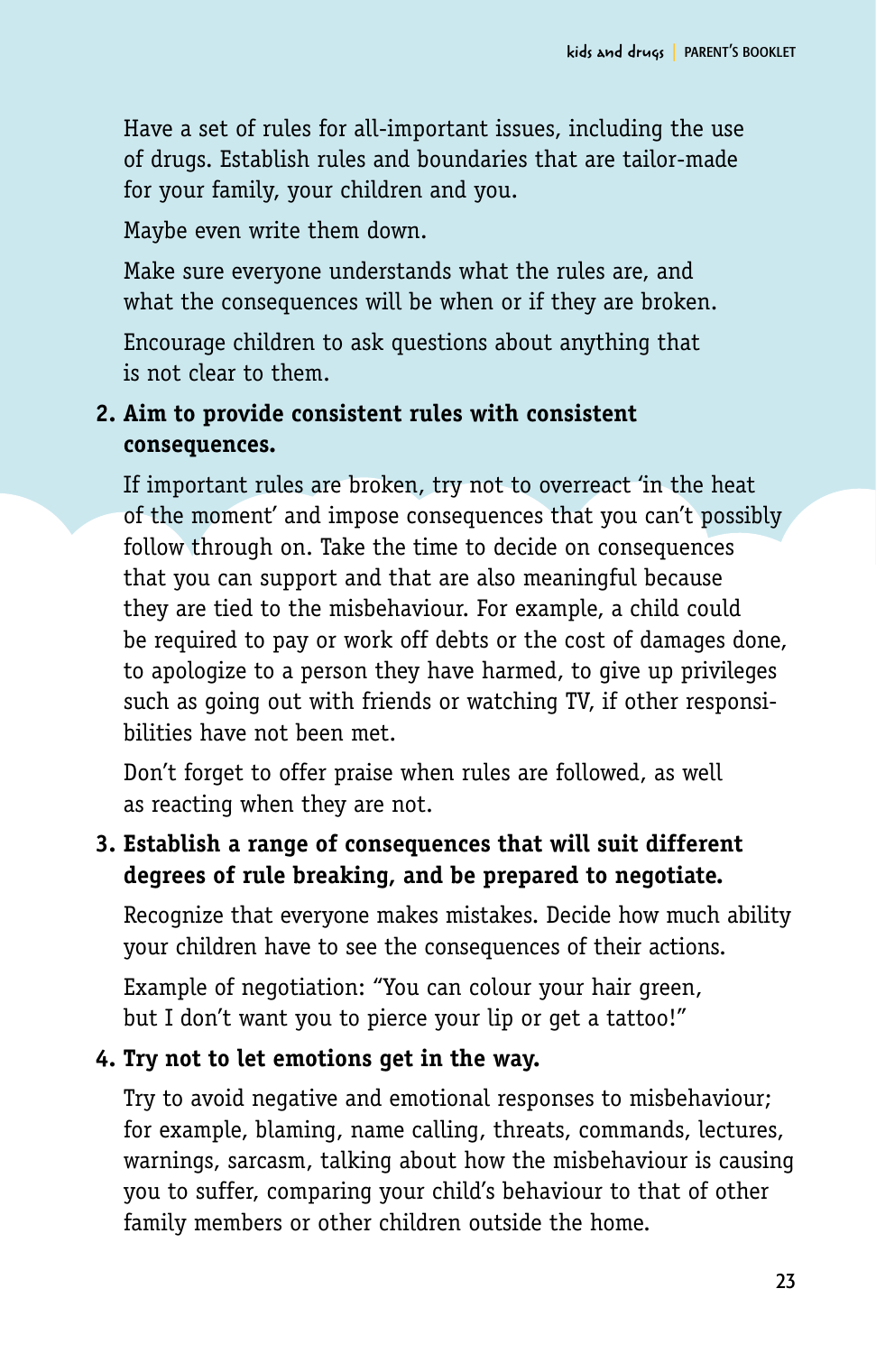Have a set of rules for all-important issues, including the use of drugs. Establish rules and boundaries that are tailor-made for your family, your children and you.

Maybe even write them down.

Make sure everyone understands what the rules are, and what the consequences will be when or if they are broken.

Encourage children to ask questions about anything that is not clear to them.

2. **Aim to provide consistent rules with consistent consequences.**

   If important rules are broken, try not to overreact 'in the heat of the moment' and impose consequences that you can't possibly follow through on. Take the time to decide on consequences that you can support and that are also meaningful because they are tied to the misbehaviour. For example, a child could be required to pay or work off debts or the cost of damages done, to apologize to a person they have harmed, to give up privileges such as going out with friends or watching TV, if other responsibilities have not been met.

   Don't forget to offer praise when rules are followed, as well as reacting when they are not.

3. **Establish a range of consequences that will suit different degrees of rule breaking, and be prepared to negotiate.**

   Recognize that everyone makes mistakes. Decide how much ability your children have to see the consequences of their actions.

   Example of negotiation: "You can colour your hair green, but I don't want you to pierce your lip or get a tattoo!"

4. **Try not to let emotions get in the way.**

   Try to avoid negative and emotional responses to misbehaviour; for example, blaming, name calling, threats, commands, lectures, warnings, sarcasm, talking about how the misbehaviour is causing you to suffer, comparing your child's behaviour to that of other family members or other children outside the home.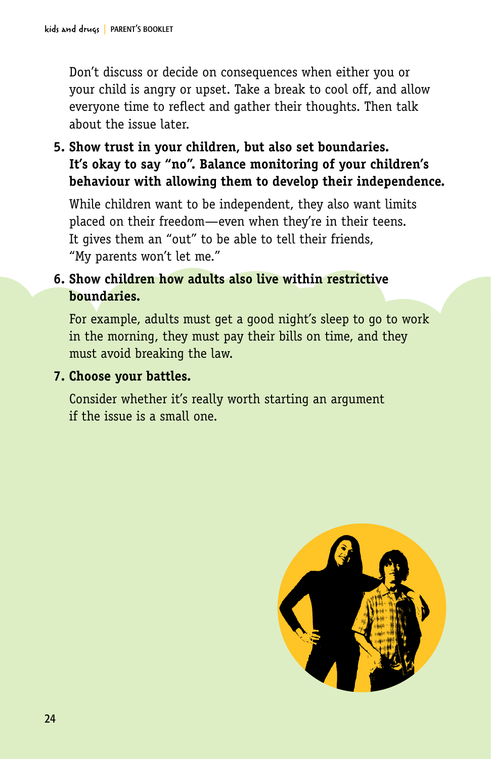Don't discuss or decide on consequences when either you or your child is angry or upset. Take a break to cool off, and allow everyone time to reflect and gather their thoughts. Then talk about the issue later.

5. **Show trust in your children, but also set boundaries. It's okay to say "no". Balance monitoring of your children's behaviour with allowing them to develop their independence.**

   While children want to be independent, they also want limits placed on their freedom—even when they're in their teens. It gives them an "out" to be able to tell their friends, "My parents won't let me."

6. **Show children how adults also live within restrictive boundaries.**

   For example, adults must get a good night's sleep to go to work in the morning, they must pay their bills on time, and they must avoid breaking the law.

7. **Choose your battles.**

   Consider whether it's really worth starting an argument if the issue is a small one.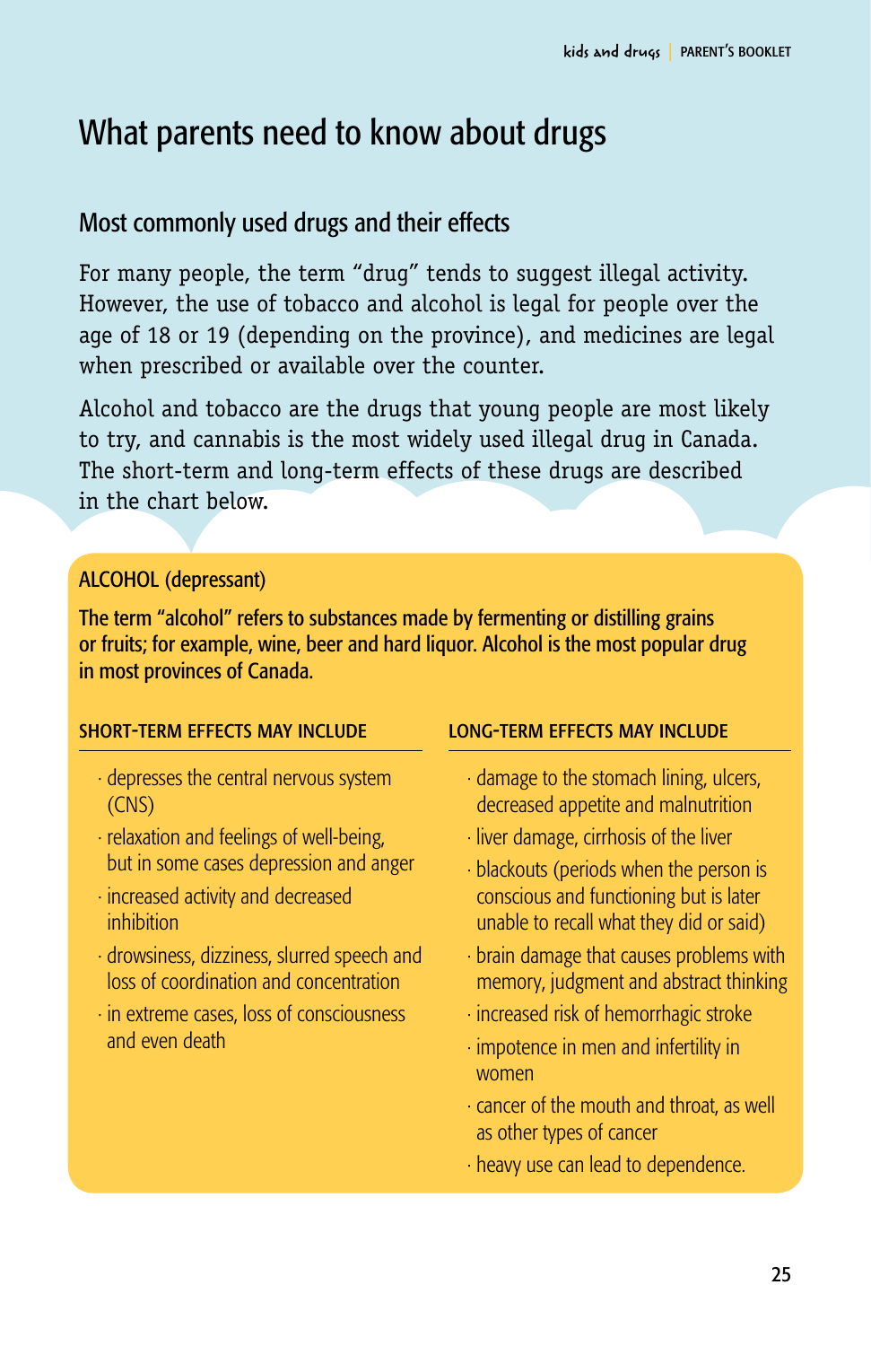# What parents need to know about drugs

## Most commonly used drugs and their effects

For many people, the term "drug" tends to suggest illegal activity. However, the use of tobacco and alcohol is legal for people over the age of 18 or 19 (depending on the province), and medicines are legal when prescribed or available over the counter.

Alcohol and tobacco are the drugs that young people are most likely to try, and cannabis is the most widely used illegal drug in Canada. The short-term and long-term effects of these drugs are described in the chart below.

### ALCOHOL (depressant)

**The term "alcohol" refers to substances made by fermenting or distilling grains or fruits; for example, wine, beer and hard liquor. Alcohol is the most popular drug in most provinces of Canada.**

#### SHORT-TERM EFFECTS MAY INCLUDE

- depresses the central nervous system (CNS)
- relaxation and feelings of well-being, but in some cases depression and anger
- increased activity and decreased inhibition
- drowsiness, dizziness, slurred speech and loss of coordination and concentration
- in extreme cases, loss of consciousness and even death

#### LONG-TERM EFFECTS MAY INCLUDE

- damage to the stomach lining, ulcers, decreased appetite and malnutrition
- liver damage, cirrhosis of the liver
- blackouts (periods when the person is conscious and functioning but is later unable to recall what they did or said)
- brain damage that causes problems with memory, judgment and abstract thinking
- increased risk of hemorrhagic stroke
- impotence in men and infertility in women
- cancer of the mouth and throat, as well as other types of cancer
- heavy use can lead to dependence.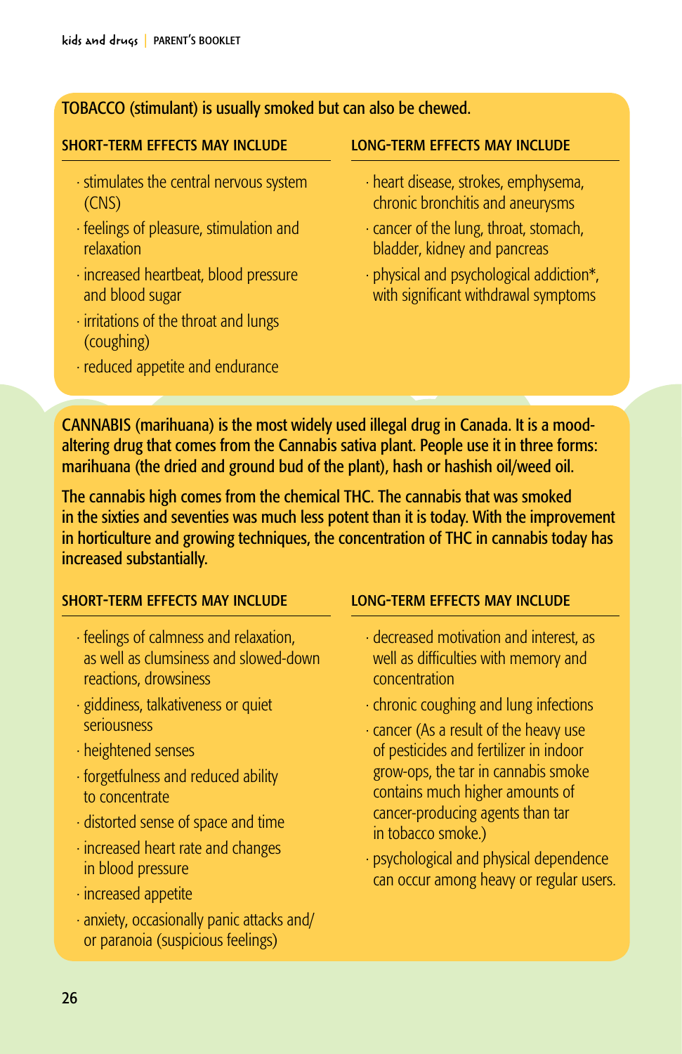TOBACCO (stimulant) is usually smoked but can also be chewed.

**SHORT-TERM EFFECTS MAY INCLUDE**

- stimulates the central nervous system (CNS)
- feelings of pleasure, stimulation and relaxation
- increased heartbeat, blood pressure and blood sugar
- irritations of the throat and lungs (coughing)
- reduced appetite and endurance

**LONG-TERM EFFECTS MAY INCLUDE**

- heart disease, strokes, emphysema, chronic bronchitis and aneurysms
- cancer of the lung, throat, stomach, bladder, kidney and pancreas
- physical and psychological addiction*, with significant withdrawal symptoms

CANNABIS (marihuana) is the most widely used illegal drug in Canada. It is a mood-altering drug that comes from the Cannabis sativa plant. People use it in three forms: marihuana (the dried and ground bud of the plant), hash or hashish oil/weed oil.

The cannabis high comes from the chemical THC. The cannabis that was smoked in the sixties and seventies was much less potent than it is today. With the improvement in horticulture and growing techniques, the concentration of THC in cannabis today has increased substantially.

**SHORT-TERM EFFECTS MAY INCLUDE**

- feelings of calmness and relaxation, as well as clumsiness and slowed-down reactions, drowsiness
- giddiness, talkativeness or quiet seriousness
- heightened senses
- forgetfulness and reduced ability to concentrate
- distorted sense of space and time
- increased heart rate and changes in blood pressure
- increased appetite
- anxiety, occasionally panic attacks and/or paranoia (suspicious feelings)

**LONG-TERM EFFECTS MAY INCLUDE**

- decreased motivation and interest, as well as difficulties with memory and concentration
- chronic coughing and lung infections
- cancer (As a result of the heavy use of pesticides and fertilizer in indoor grow-ops, the tar in cannabis smoke contains much higher amounts of cancer-producing agents than tar in tobacco smoke.)
- psychological and physical dependence can occur among heavy or regular users.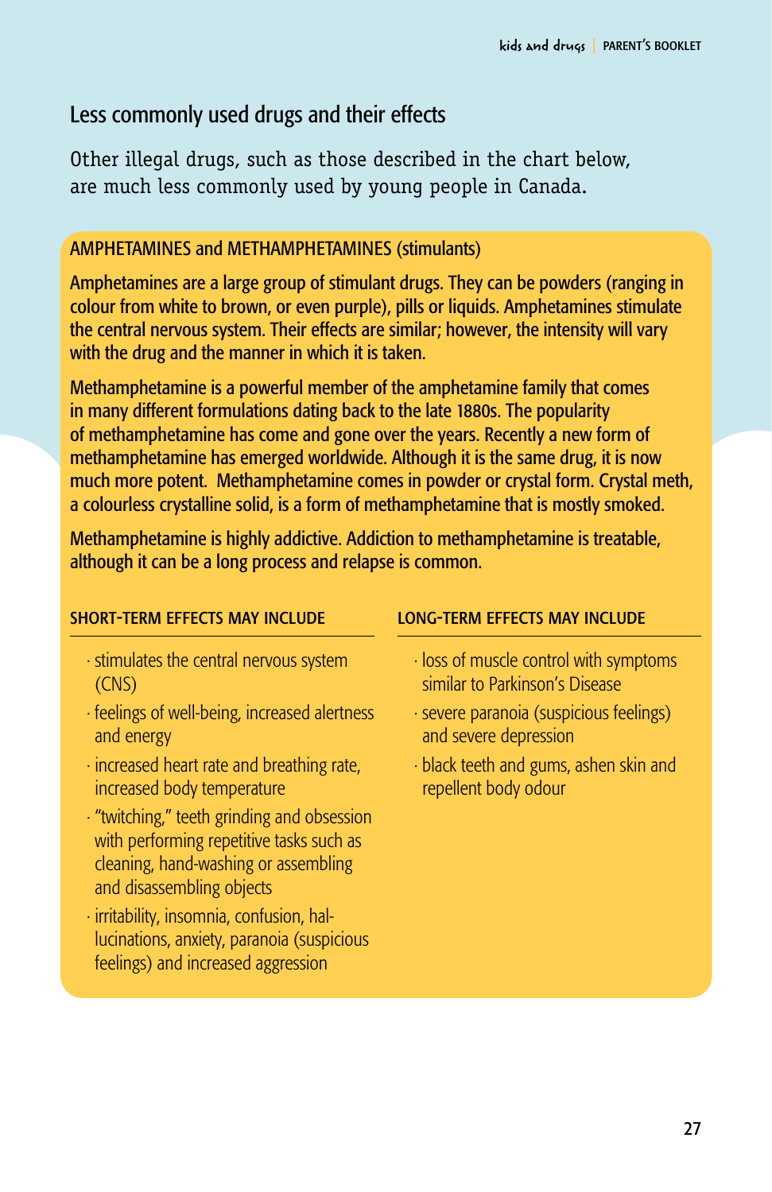## Less commonly used drugs and their effects

Other illegal drugs, such as those described in the chart below, are much less commonly used by young people in Canada.

### AMPHETAMINES and METHAMPHETAMINES (stimulants)

Amphetamines are a large group of stimulant drugs. They can be powders (ranging in colour from white to brown, or even purple), pills or liquids. Amphetamines stimulate the central nervous system. Their effects are similar; however, the intensity will vary with the drug and the manner in which it is taken.

Methamphetamine is a powerful member of the amphetamine family that comes in many different formulations dating back to the late 1880s. The popularity of methamphetamine has come and gone over the years. Recently a new form of methamphetamine has emerged worldwide. Although it is the same drug, it is now much more potent. Methamphetamine comes in powder or crystal form. Crystal meth, a colourless crystalline solid, is a form of methamphetamine that is mostly smoked.

Methamphetamine is highly addictive. Addiction to methamphetamine is treatable, although it can be a long process and relapse is common.

#### SHORT-TERM EFFECTS MAY INCLUDE

- stimulates the central nervous system (CNS)
- feelings of well-being, increased alertness and energy
- increased heart rate and breathing rate, increased body temperature
- "twitching," teeth grinding and obsession with performing repetitive tasks such as cleaning, hand-washing or assembling and disassembling objects
- irritability, insomnia, confusion, hallucinations, anxiety, paranoia (suspicious feelings) and increased aggression

#### LONG-TERM EFFECTS MAY INCLUDE

- loss of muscle control with symptoms similar to Parkinson's Disease
- severe paranoia (suspicious feelings) and severe depression
- black teeth and gums, ashen skin and repellent body odour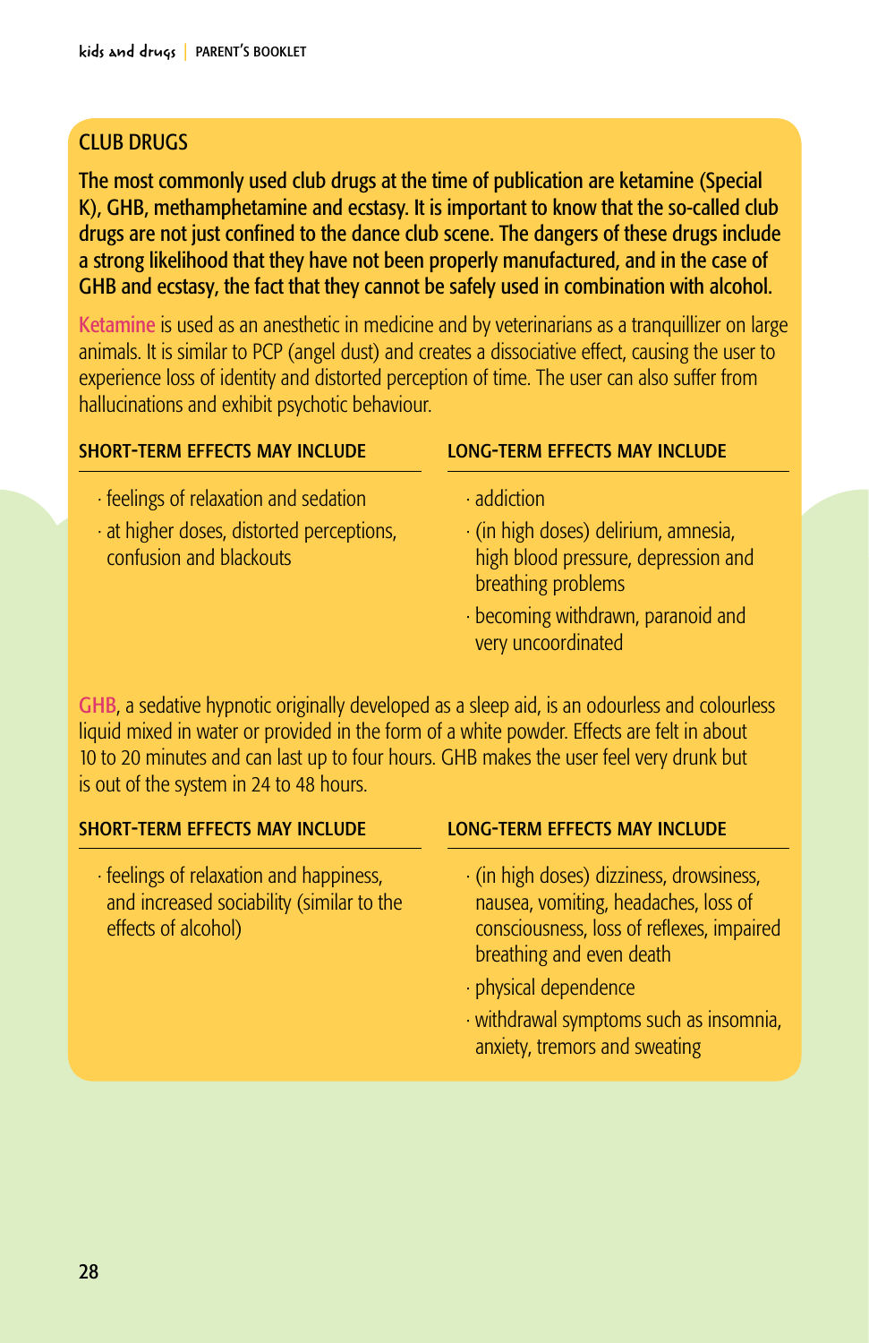## CLUB DRUGS

**The most commonly used club drugs at the time of publication are ketamine (Special K), GHB, methamphetamine and ecstasy. It is important to know that the so-called club drugs are not just confined to the dance club scene. The dangers of these drugs include a strong likelihood that they have not been properly manufactured, and in the case of GHB and ecstasy, the fact that they cannot be safely used in combination with alcohol.**

**Ketamine** is used as an anesthetic in medicine and by veterinarians as a tranquillizer on large animals. It is similar to PCP (angel dust) and creates a dissociative effect, causing the user to experience loss of identity and distorted perception of time. The user can also suffer from hallucinations and exhibit psychotic behaviour.

**SHORT-TERM EFFECTS MAY INCLUDE**

- feelings of relaxation and sedation
- at higher doses, distorted perceptions, confusion and blackouts

**LONG-TERM EFFECTS MAY INCLUDE**

- addiction
- (in high doses) delirium, amnesia, high blood pressure, depression and breathing problems
- becoming withdrawn, paranoid and very uncoordinated

**GHB**, a sedative hypnotic originally developed as a sleep aid, is an odourless and colourless liquid mixed in water or provided in the form of a white powder. Effects are felt in about 10 to 20 minutes and can last up to four hours. GHB makes the user feel very drunk but is out of the system in 24 to 48 hours.

**SHORT-TERM EFFECTS MAY INCLUDE**

- feelings of relaxation and happiness, and increased sociability (similar to the effects of alcohol)

**LONG-TERM EFFECTS MAY INCLUDE**

- (in high doses) dizziness, drowsiness, nausea, vomiting, headaches, loss of consciousness, loss of reflexes, impaired breathing and even death
- physical dependence
- withdrawal symptoms such as insomnia, anxiety, tremors and sweating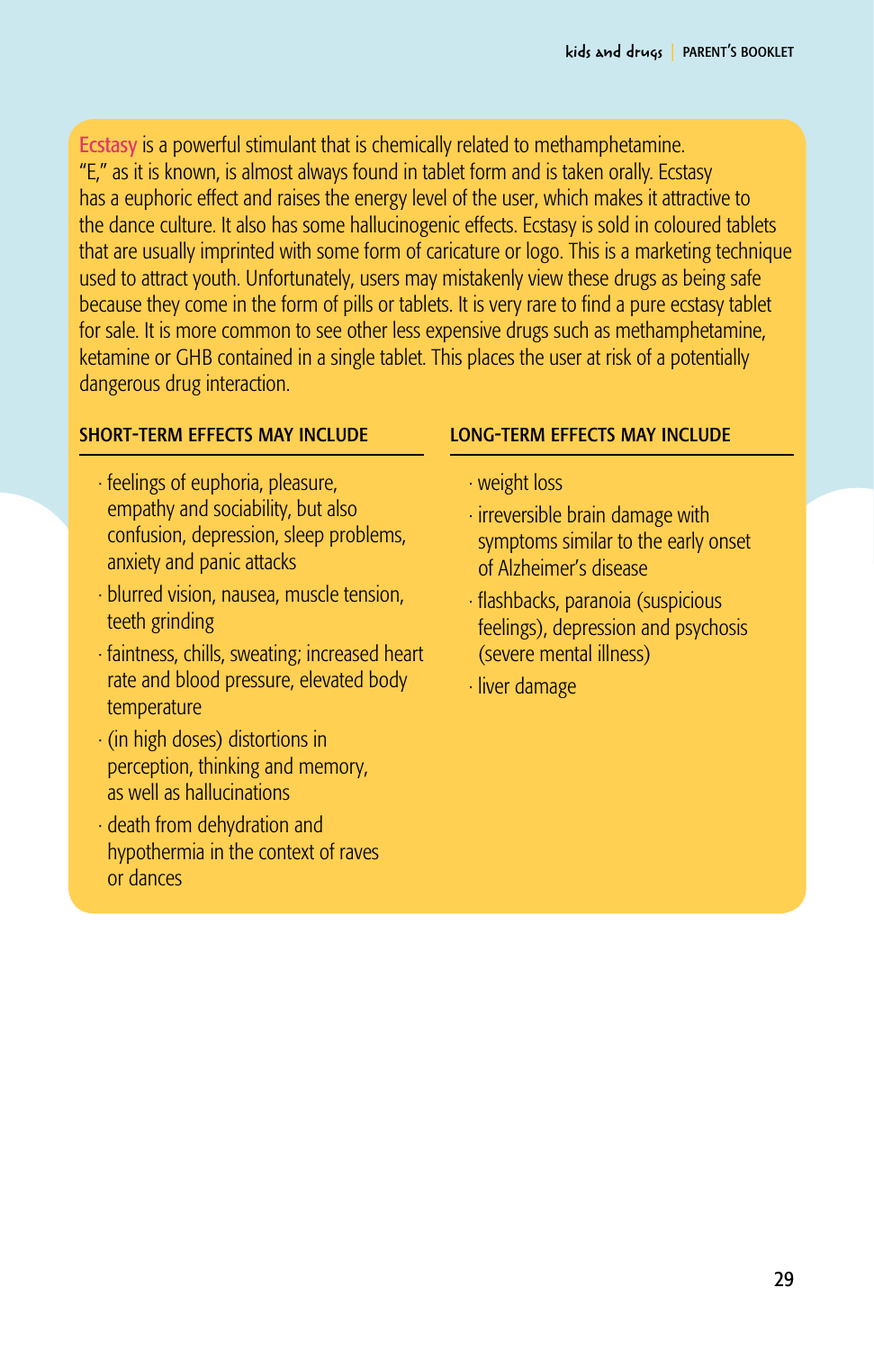**Ecstasy** is a powerful stimulant that is chemically related to methamphetamine. "E," as it is known, is almost always found in tablet form and is taken orally. Ecstasy has a euphoric effect and raises the energy level of the user, which makes it attractive to the dance culture. It also has some hallucinogenic effects. Ecstasy is sold in coloured tablets that are usually imprinted with some form of caricature or logo. This is a marketing technique used to attract youth. Unfortunately, users may mistakenly view these drugs as being safe because they come in the form of pills or tablets. It is very rare to find a pure ecstasy tablet for sale. It is more common to see other less expensive drugs such as methamphetamine, ketamine or GHB contained in a single tablet. This places the user at risk of a potentially dangerous drug interaction.

### SHORT-TERM EFFECTS MAY INCLUDE

- feelings of euphoria, pleasure, empathy and sociability, but also confusion, depression, sleep problems, anxiety and panic attacks
- blurred vision, nausea, muscle tension, teeth grinding
- faintness, chills, sweating; increased heart rate and blood pressure, elevated body temperature
- (in high doses) distortions in perception, thinking and memory, as well as hallucinations
- death from dehydration and hypothermia in the context of raves or dances

### LONG-TERM EFFECTS MAY INCLUDE

- weight loss
- irreversible brain damage with symptoms similar to the early onset of Alzheimer's disease
- flashbacks, paranoia (suspicious feelings), depression and psychosis (severe mental illness)
- liver damage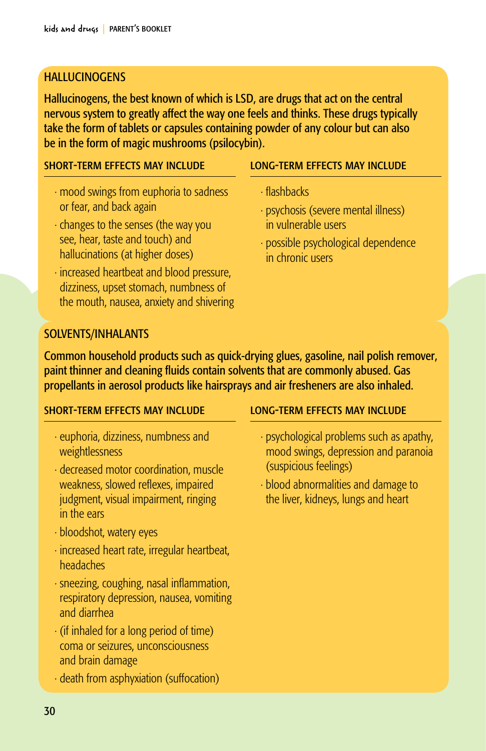## HALLUCINOGENS

Hallucinogens, the best known of which is LSD, are drugs that act on the central nervous system to greatly affect the way one feels and thinks. These drugs typically take the form of tablets or capsules containing powder of any colour but can also be in the form of magic mushrooms (psilocybin).

### SHORT-TERM EFFECTS MAY INCLUDE

- mood swings from euphoria to sadness or fear, and back again
- changes to the senses (the way you see, hear, taste and touch) and hallucinations (at higher doses)
- increased heartbeat and blood pressure, dizziness, upset stomach, numbness of the mouth, nausea, anxiety and shivering

### LONG-TERM EFFECTS MAY INCLUDE

- flashbacks
- psychosis (severe mental illness) in vulnerable users
- possible psychological dependence in chronic users

## SOLVENTS/INHALANTS

Common household products such as quick-drying glues, gasoline, nail polish remover, paint thinner and cleaning fluids contain solvents that are commonly abused. Gas propellants in aerosol products like hairsprays and air fresheners are also inhaled.

### SHORT-TERM EFFECTS MAY INCLUDE

- euphoria, dizziness, numbness and weightlessness
- decreased motor coordination, muscle weakness, slowed reflexes, impaired judgment, visual impairment, ringing in the ears
- bloodshot, watery eyes
- increased heart rate, irregular heartbeat, headaches
- sneezing, coughing, nasal inflammation, respiratory depression, nausea, vomiting and diarrhea
- (if inhaled for a long period of time) coma or seizures, unconsciousness and brain damage
- death from asphyxiation (suffocation)

### LONG-TERM EFFECTS MAY INCLUDE

- psychological problems such as apathy, mood swings, depression and paranoia (suspicious feelings)
- blood abnormalities and damage to the liver, kidneys, lungs and heart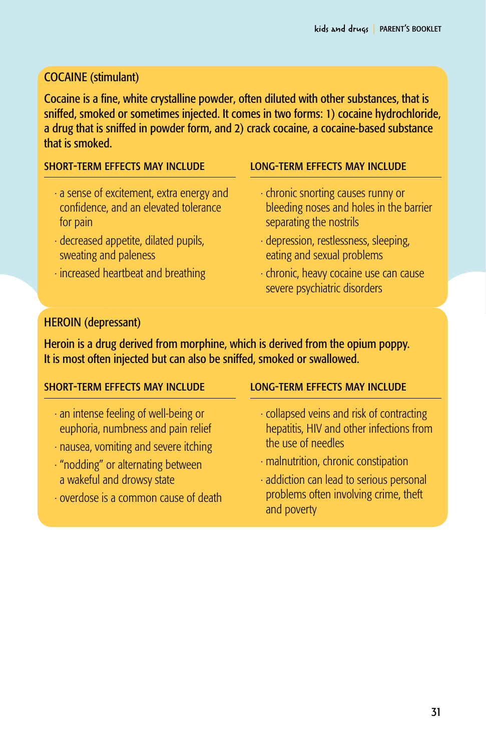## COCAINE (stimulant)

Cocaine is a fine, white crystalline powder, often diluted with other substances, that is sniffed, smoked or sometimes injected. It comes in two forms: 1) cocaine hydrochloride, a drug that is sniffed in powder form, and 2) crack cocaine, a cocaine-based substance that is smoked.

### SHORT-TERM EFFECTS MAY INCLUDE

- a sense of excitement, extra energy and confidence, and an elevated tolerance for pain
- decreased appetite, dilated pupils, sweating and paleness
- increased heartbeat and breathing

### LONG-TERM EFFECTS MAY INCLUDE

- chronic snorting causes runny or bleeding noses and holes in the barrier separating the nostrils
- depression, restlessness, sleeping, eating and sexual problems
- chronic, heavy cocaine use can cause severe psychiatric disorders

## HEROIN (depressant)

Heroin is a drug derived from morphine, which is derived from the opium poppy. It is most often injected but can also be sniffed, smoked or swallowed.

### SHORT-TERM EFFECTS MAY INCLUDE

- an intense feeling of well-being or euphoria, numbness and pain relief
- nausea, vomiting and severe itching
- "nodding" or alternating between a wakeful and drowsy state
- overdose is a common cause of death

### LONG-TERM EFFECTS MAY INCLUDE

- collapsed veins and risk of contracting hepatitis, HIV and other infections from the use of needles
- malnutrition, chronic constipation
- addiction can lead to serious personal problems often involving crime, theft and poverty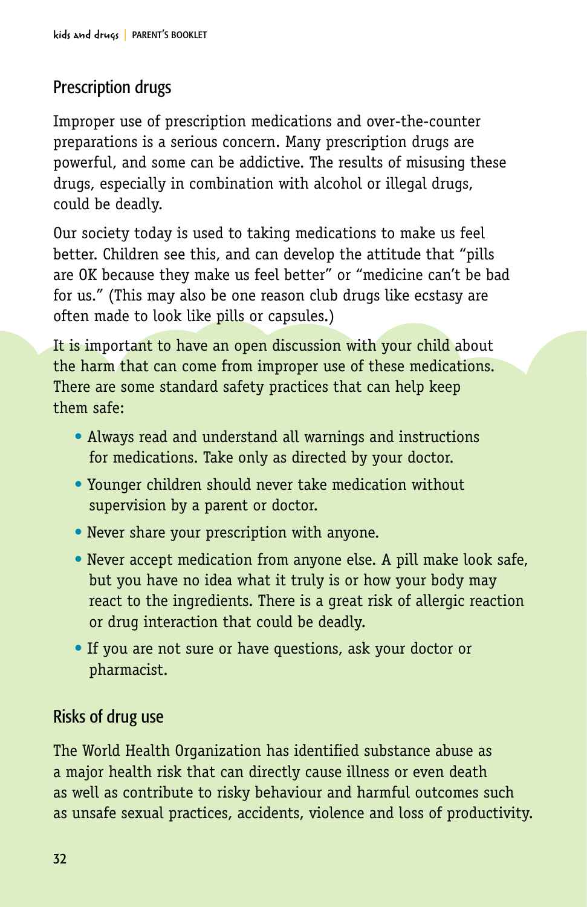## Prescription drugs

Improper use of prescription medications and over-the-counter preparations is a serious concern. Many prescription drugs are powerful, and some can be addictive. The results of misusing these drugs, especially in combination with alcohol or illegal drugs, could be deadly.

Our society today is used to taking medications to make us feel better. Children see this, and can develop the attitude that "pills are OK because they make us feel better" or "medicine can't be bad for us." (This may also be one reason club drugs like ecstasy are often made to look like pills or capsules.)

It is important to have an open discussion with your child about the harm that can come from improper use of these medications. There are some standard safety practices that can help keep them safe:

- Always read and understand all warnings and instructions for medications. Take only as directed by your doctor.
- Younger children should never take medication without supervision by a parent or doctor.
- Never share your prescription with anyone.
- Never accept medication from anyone else. A pill make look safe, but you have no idea what it truly is or how your body may react to the ingredients. There is a great risk of allergic reaction or drug interaction that could be deadly.
- If you are not sure or have questions, ask your doctor or pharmacist.

## Risks of drug use

The World Health Organization has identified substance abuse as a major health risk that can directly cause illness or even death as well as contribute to risky behaviour and harmful outcomes such as unsafe sexual practices, accidents, violence and loss of productivity.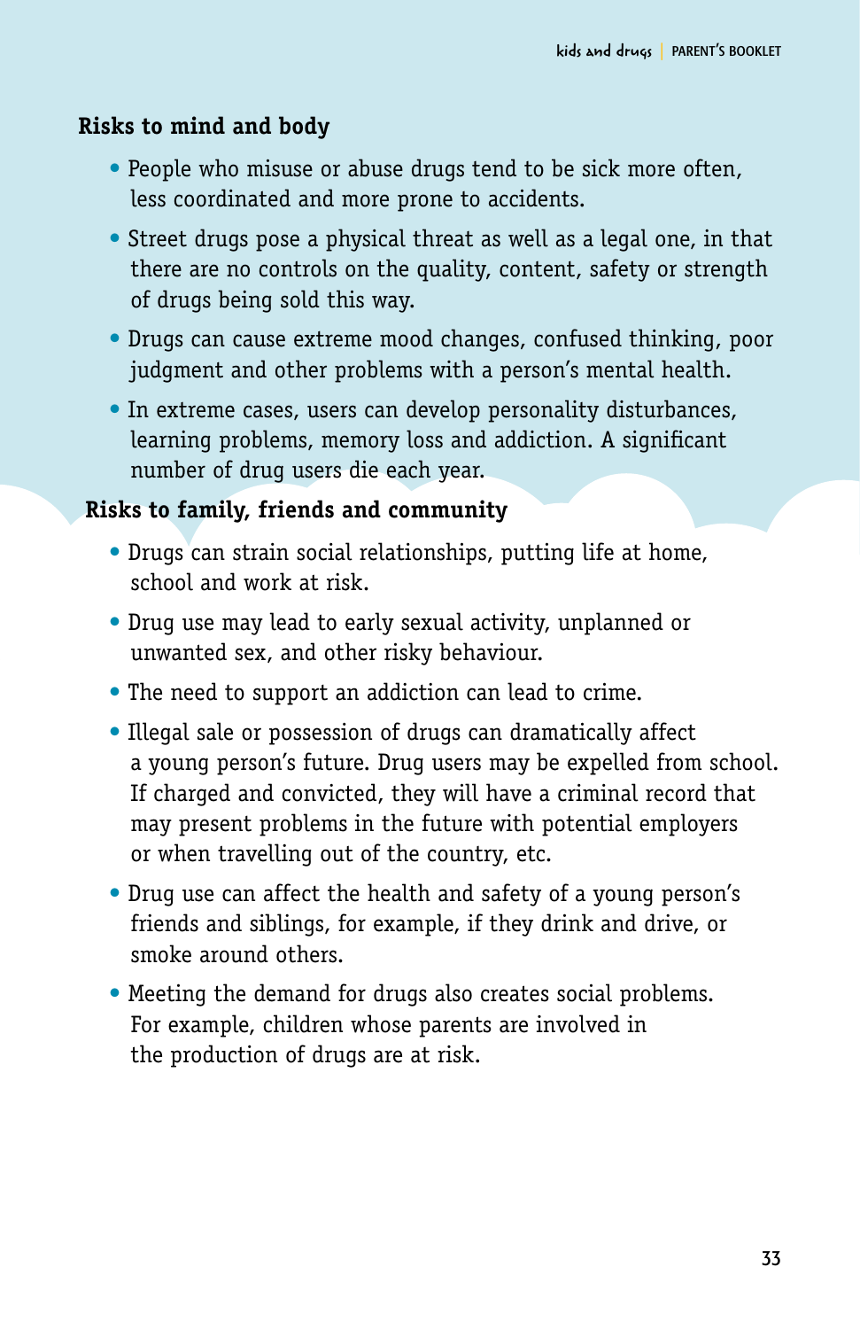### Risks to mind and body

- People who misuse or abuse drugs tend to be sick more often, less coordinated and more prone to accidents.
- Street drugs pose a physical threat as well as a legal one, in that there are no controls on the quality, content, safety or strength of drugs being sold this way.
- Drugs can cause extreme mood changes, confused thinking, poor judgment and other problems with a person's mental health.
- In extreme cases, users can develop personality disturbances, learning problems, memory loss and addiction. A significant number of drug users die each year.

### Risks to family, friends and community

- Drugs can strain social relationships, putting life at home, school and work at risk.
- Drug use may lead to early sexual activity, unplanned or unwanted sex, and other risky behaviour.
- The need to support an addiction can lead to crime.
- Illegal sale or possession of drugs can dramatically affect a young person's future. Drug users may be expelled from school. If charged and convicted, they will have a criminal record that may present problems in the future with potential employers or when travelling out of the country, etc.
- Drug use can affect the health and safety of a young person's friends and siblings, for example, if they drink and drive, or smoke around others.
- Meeting the demand for drugs also creates social problems. For example, children whose parents are involved in the production of drugs are at risk.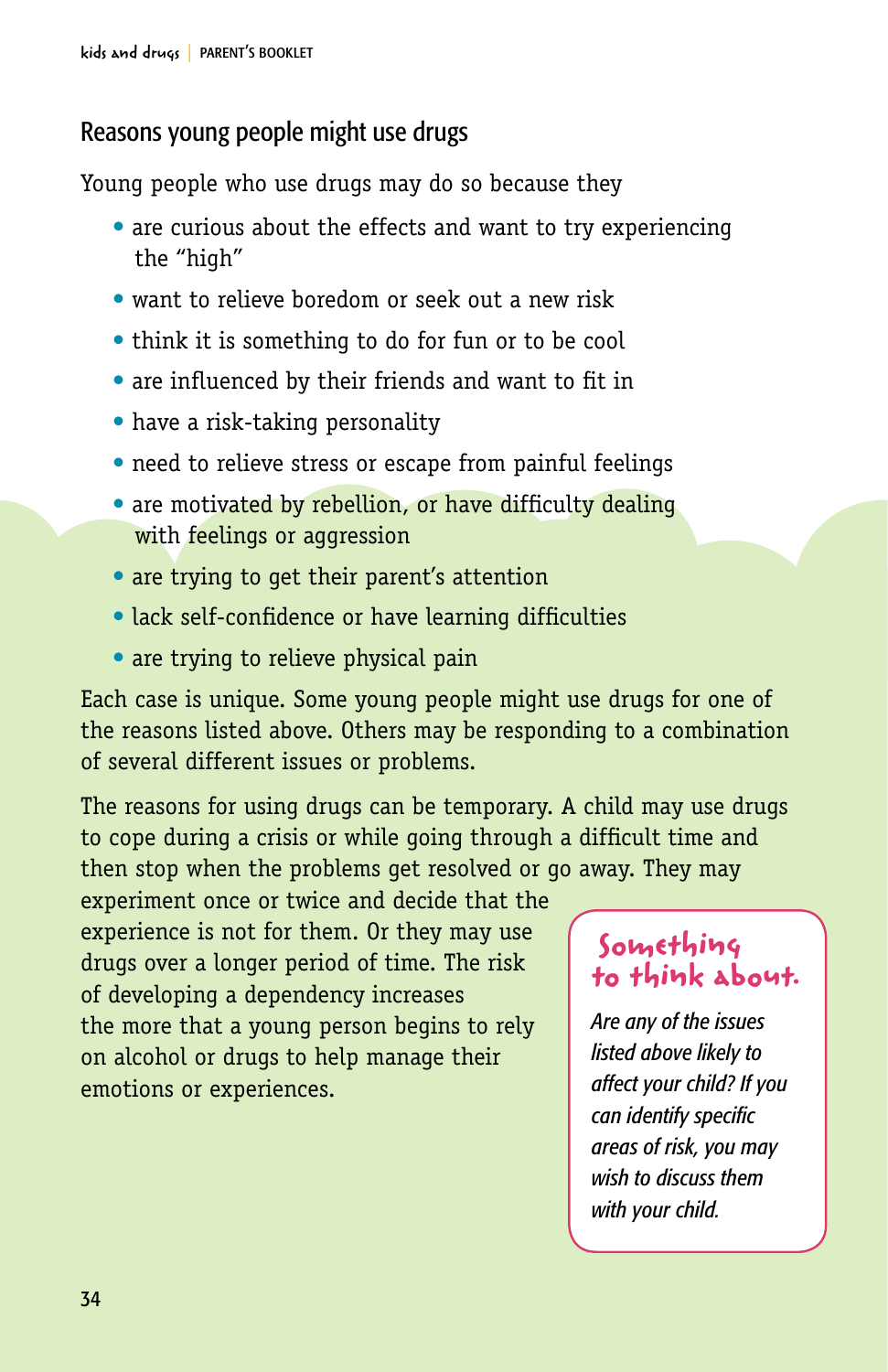## Reasons young people might use drugs

Young people who use drugs may do so because they

- are curious about the effects and want to try experiencing the "high"
- want to relieve boredom or seek out a new risk
- think it is something to do for fun or to be cool
- are influenced by their friends and want to fit in
- have a risk-taking personality
- need to relieve stress or escape from painful feelings
- are motivated by rebellion, or have difficulty dealing with feelings or aggression
- are trying to get their parent's attention
- lack self-confidence or have learning difficulties
- are trying to relieve physical pain

Each case is unique. Some young people might use drugs for one of the reasons listed above. Others may be responding to a combination of several different issues or problems.

The reasons for using drugs can be temporary. A child may use drugs to cope during a crisis or while going through a difficult time and then stop when the problems get resolved or go away. They may experiment once or twice and decide that the experience is not for them. Or they may use drugs over a longer period of time. The risk of developing a dependency increases the more that a young person begins to rely on alcohol or drugs to help manage their emotions or experiences.

**Something to think about.**

*Are any of the issues listed above likely to affect your child? If you can identify specific areas of risk, you may wish to discuss them with your child.*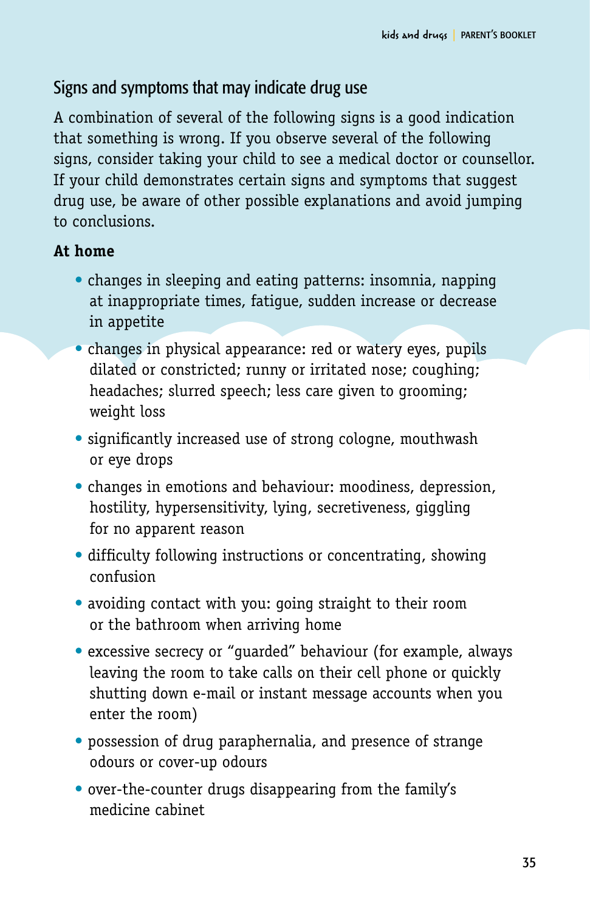## Signs and symptoms that may indicate drug use

A combination of several of the following signs is a good indication that something is wrong. If you observe several of the following signs, consider taking your child to see a medical doctor or counsellor. If your child demonstrates certain signs and symptoms that suggest drug use, be aware of other possible explanations and avoid jumping to conclusions.

**At home**

- changes in sleeping and eating patterns: insomnia, napping at inappropriate times, fatigue, sudden increase or decrease in appetite
- changes in physical appearance: red or watery eyes, pupils dilated or constricted; runny or irritated nose; coughing; headaches; slurred speech; less care given to grooming; weight loss
- significantly increased use of strong cologne, mouthwash or eye drops
- changes in emotions and behaviour: moodiness, depression, hostility, hypersensitivity, lying, secretiveness, giggling for no apparent reason
- difficulty following instructions or concentrating, showing confusion
- avoiding contact with you: going straight to their room or the bathroom when arriving home
- excessive secrecy or "guarded" behaviour (for example, always leaving the room to take calls on their cell phone or quickly shutting down e-mail or instant message accounts when you enter the room)
- possession of drug paraphernalia, and presence of strange odours or cover-up odours
- over-the-counter drugs disappearing from the family's medicine cabinet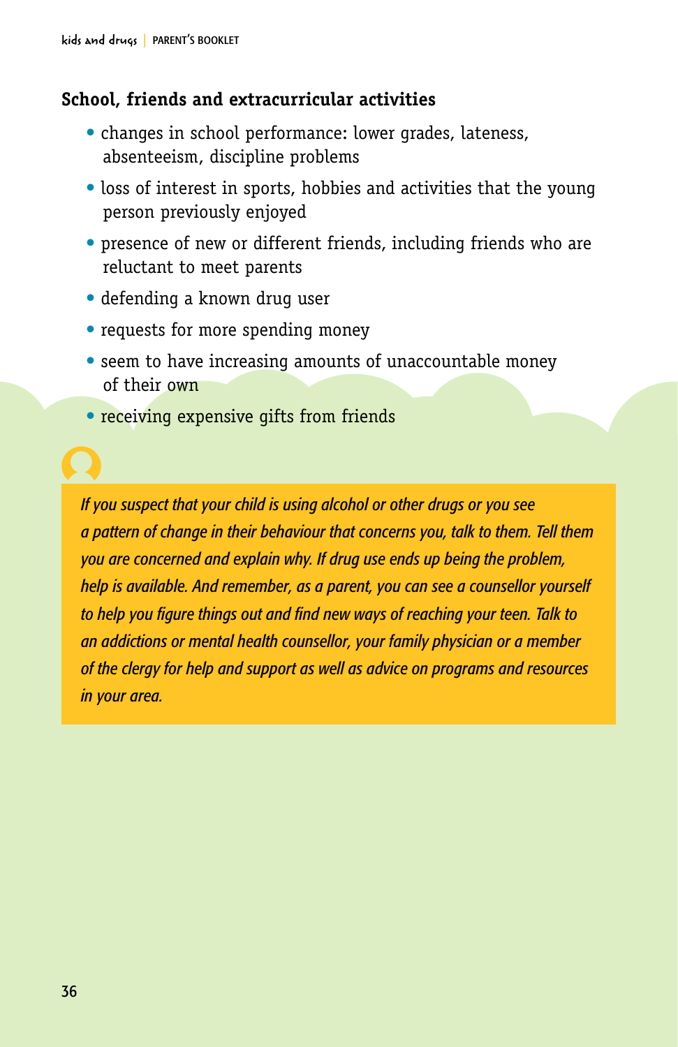## School, friends and extracurricular activities

- changes in school performance: lower grades, lateness, absenteeism, discipline problems
- loss of interest in sports, hobbies and activities that the young person previously enjoyed
- presence of new or different friends, including friends who are reluctant to meet parents
- defending a known drug user
- requests for more spending money
- seem to have increasing amounts of unaccountable money of their own
- receiving expensive gifts from friends

*If you suspect that your child is using alcohol or other drugs or you see a pattern of change in their behaviour that concerns you, talk to them. Tell them you are concerned and explain why. If drug use ends up being the problem, help is available. And remember, as a parent, you can see a counsellor yourself to help you figure things out and find new ways of reaching your teen. Talk to an addictions or mental health counsellor, your family physician or a member of the clergy for help and support as well as advice on programs and resources in your area.*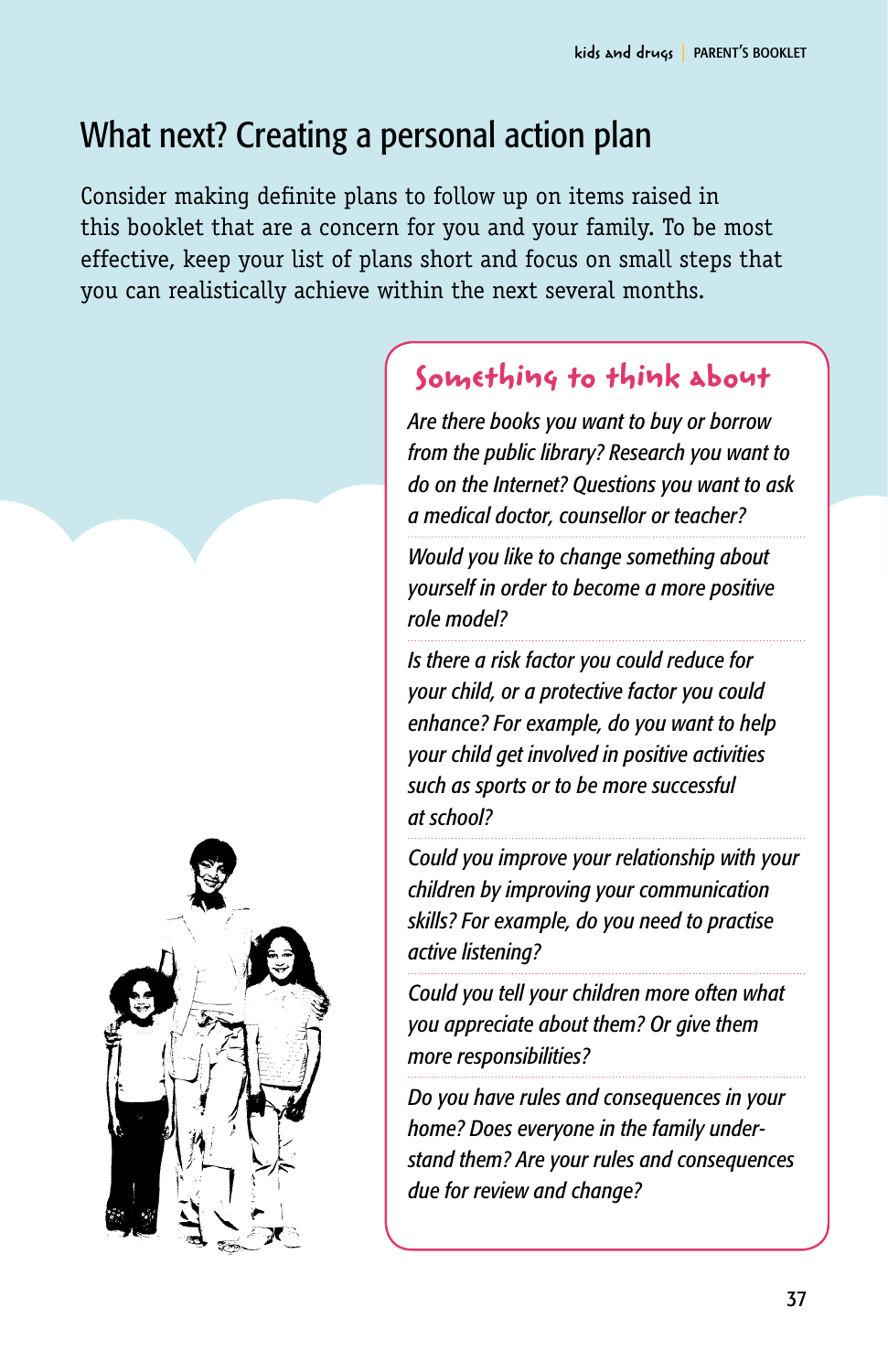# What next? Creating a personal action plan

Consider making definite plans to follow up on items raised in this booklet that are a concern for you and your family. To be most effective, keep your list of plans short and focus on small steps that you can realistically achieve within the next several months.

## Something to think about

*Are there books you want to buy or borrow from the public library? Research you want to do on the Internet? Questions you want to ask a medical doctor, counsellor or teacher?*

*Would you like to change something about yourself in order to become a more positive role model?*

*Is there a risk factor you could reduce for your child, or a protective factor you could enhance? For example, do you want to help your child get involved in positive activities such as sports or to be more successful at school?*

*Could you improve your relationship with your children by improving your communication skills? For example, do you need to practise active listening?*

*Could you tell your children more often what you appreciate about them? Or give them more responsibilities?*

*Do you have rules and consequences in your home? Does everyone in the family understand them? Are your rules and consequences due for review and change?*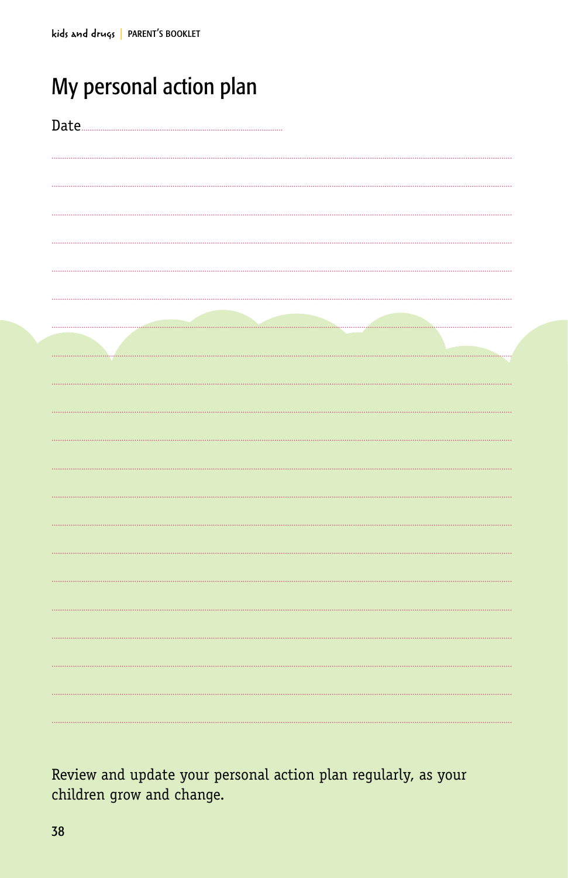# My personal action plan

Date........................................................................

Review and update your personal action plan regularly, as your children grow and change.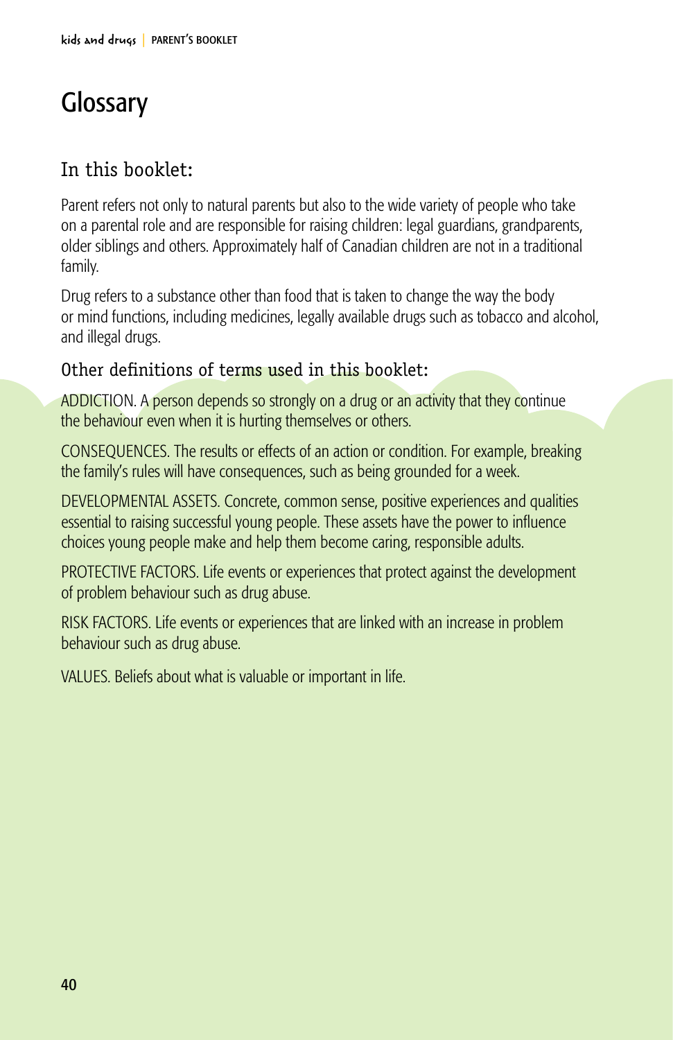# Glossary

## In this booklet:

Parent refers not only to natural parents but also to the wide variety of people who take on a parental role and are responsible for raising children: legal guardians, grandparents, older siblings and others. Approximately half of Canadian children are not in a traditional family.

Drug refers to a substance other than food that is taken to change the way the body or mind functions, including medicines, legally available drugs such as tobacco and alcohol, and illegal drugs.

### Other definitions of terms used in this booklet:

ADDICTION. A person depends so strongly on a drug or an activity that they continue the behaviour even when it is hurting themselves or others.

CONSEQUENCES. The results or effects of an action or condition. For example, breaking the family's rules will have consequences, such as being grounded for a week.

DEVELOPMENTAL ASSETS. Concrete, common sense, positive experiences and qualities essential to raising successful young people. These assets have the power to influence choices young people make and help them become caring, responsible adults.

PROTECTIVE FACTORS. Life events or experiences that protect against the development of problem behaviour such as drug abuse.

RISK FACTORS. Life events or experiences that are linked with an increase in problem behaviour such as drug abuse.

VALUES. Beliefs about what is valuable or important in life.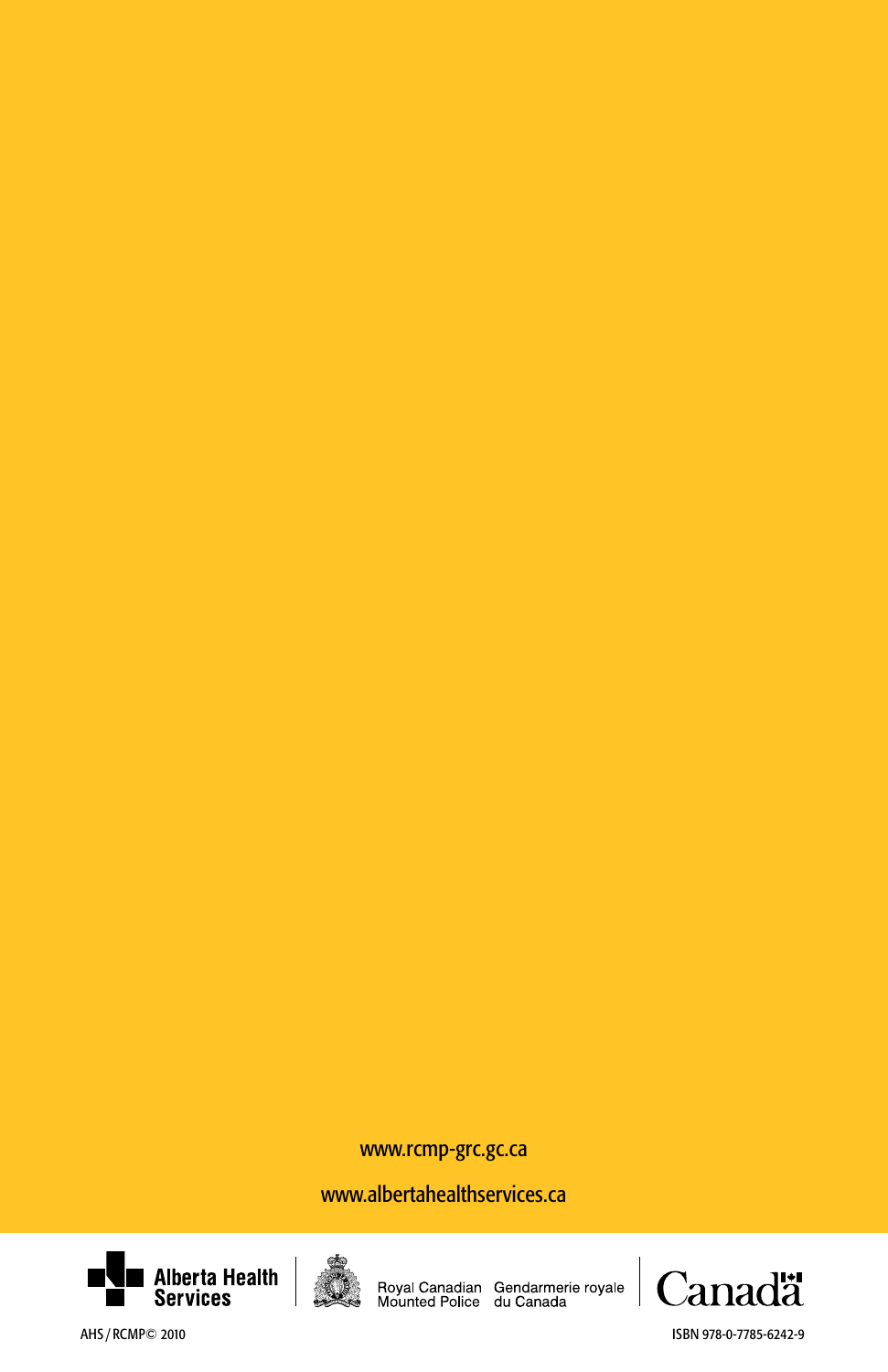www.rcmp-grc.gc.ca

www.albertahealthservices.ca

Alberta Health Services

Royal Canadian Mounted Police
Gendarmerie royale du Canada

Canada

AHS / RCMP© 2010

ISBN 978-0-7785-6242-9